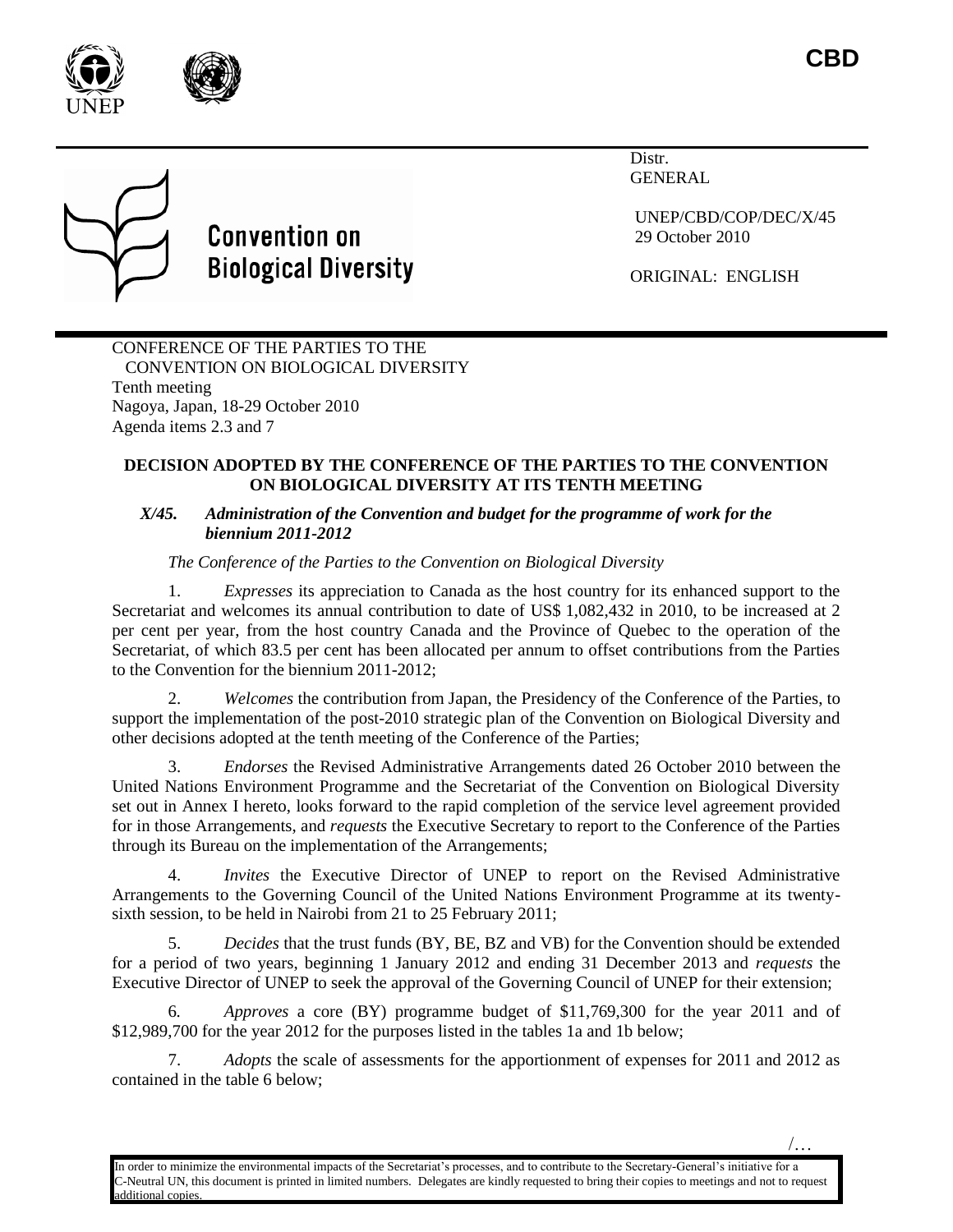CBD

Distr.
GENERAL

UNEP/CBD/COP/DEC/X/45
29 October 2010

ORIGINAL: ENGLISH

Convention on Biological Diversity

CONFERENCE OF THE PARTIES TO THE CONVENTION ON BIOLOGICAL DIVERSITY
Tenth meeting
Nagoya, Japan, 18-29 October 2010
Agenda items 2.3 and 7

**DECISION ADOPTED BY THE CONFERENCE OF THE PARTIES TO THE CONVENTION ON BIOLOGICAL DIVERSITY AT ITS TENTH MEETING**

***X/45. Administration of the Convention and budget for the programme of work for the biennium 2011-2012***

*The Conference of the Parties to the Convention on Biological Diversity*

1. *Expresses* its appreciation to Canada as the host country for its enhanced support to the Secretariat and welcomes its annual contribution to date of US$ 1,082,432 in 2010, to be increased at 2 per cent per year, from the host country Canada and the Province of Quebec to the operation of the Secretariat, of which 83.5 per cent has been allocated per annum to offset contributions from the Parties to the Convention for the biennium 2011-2012;

2. *Welcomes* the contribution from Japan, the Presidency of the Conference of the Parties, to support the implementation of the post-2010 strategic plan of the Convention on Biological Diversity and other decisions adopted at the tenth meeting of the Conference of the Parties;

3. *Endorses* the Revised Administrative Arrangements dated 26 October 2010 between the United Nations Environment Programme and the Secretariat of the Convention on Biological Diversity set out in Annex I hereto, looks forward to the rapid completion of the service level agreement provided for in those Arrangements, and *requests* the Executive Secretary to report to the Conference of the Parties through its Bureau on the implementation of the Arrangements;

4. *Invites* the Executive Director of UNEP to report on the Revised Administrative Arrangements to the Governing Council of the United Nations Environment Programme at its twenty-sixth session, to be held in Nairobi from 21 to 25 February 2011;

5. *Decides* that the trust funds (BY, BE, BZ and VB) for the Convention should be extended for a period of two years, beginning 1 January 2012 and ending 31 December 2013 and *requests* the Executive Director of UNEP to seek the approval of the Governing Council of UNEP for their extension;

6. *Approves* a core (BY) programme budget of $11,769,300 for the year 2011 and of $12,989,700 for the year 2012 for the purposes listed in the tables 1a and 1b below;

7. *Adopts* the scale of assessments for the apportionment of expenses for 2011 and 2012 as contained in the table 6 below;

In order to minimize the environmental impacts of the Secretariat's processes, and to contribute to the Secretary-General's initiative for a C-Neutral UN, this document is printed in limited numbers. Delegates are kindly requested to bring their copies to meetings and not to request additional copies.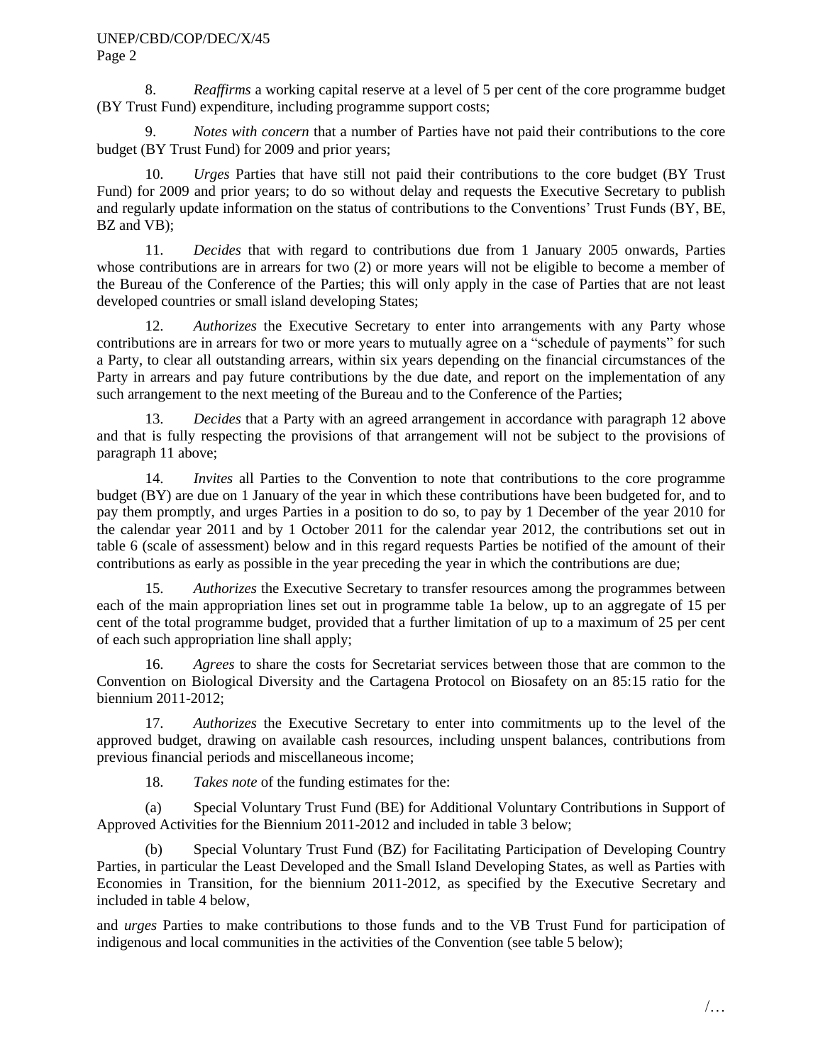8. *Reaffirms* a working capital reserve at a level of 5 per cent of the core programme budget (BY Trust Fund) expenditure, including programme support costs;

9. *Notes with concern* that a number of Parties have not paid their contributions to the core budget (BY Trust Fund) for 2009 and prior years;

10. *Urges* Parties that have still not paid their contributions to the core budget (BY Trust Fund) for 2009 and prior years; to do so without delay and requests the Executive Secretary to publish and regularly update information on the status of contributions to the Conventions' Trust Funds (BY, BE, BZ and VB);

11. *Decides* that with regard to contributions due from 1 January 2005 onwards, Parties whose contributions are in arrears for two (2) or more years will not be eligible to become a member of the Bureau of the Conference of the Parties; this will only apply in the case of Parties that are not least developed countries or small island developing States;

12. *Authorizes* the Executive Secretary to enter into arrangements with any Party whose contributions are in arrears for two or more years to mutually agree on a "schedule of payments" for such a Party, to clear all outstanding arrears, within six years depending on the financial circumstances of the Party in arrears and pay future contributions by the due date, and report on the implementation of any such arrangement to the next meeting of the Bureau and to the Conference of the Parties;

13. *Decides* that a Party with an agreed arrangement in accordance with paragraph 12 above and that is fully respecting the provisions of that arrangement will not be subject to the provisions of paragraph 11 above;

14. *Invites* all Parties to the Convention to note that contributions to the core programme budget (BY) are due on 1 January of the year in which these contributions have been budgeted for, and to pay them promptly, and urges Parties in a position to do so, to pay by 1 December of the year 2010 for the calendar year 2011 and by 1 October 2011 for the calendar year 2012, the contributions set out in table 6 (scale of assessment) below and in this regard requests Parties be notified of the amount of their contributions as early as possible in the year preceding the year in which the contributions are due;

15. *Authorizes* the Executive Secretary to transfer resources among the programmes between each of the main appropriation lines set out in programme table 1a below, up to an aggregate of 15 per cent of the total programme budget, provided that a further limitation of up to a maximum of 25 per cent of each such appropriation line shall apply;

16. *Agrees* to share the costs for Secretariat services between those that are common to the Convention on Biological Diversity and the Cartagena Protocol on Biosafety on an 85:15 ratio for the biennium 2011-2012;

17. *Authorizes* the Executive Secretary to enter into commitments up to the level of the approved budget, drawing on available cash resources, including unspent balances, contributions from previous financial periods and miscellaneous income;

18. *Takes note* of the funding estimates for the:

(a) Special Voluntary Trust Fund (BE) for Additional Voluntary Contributions in Support of Approved Activities for the Biennium 2011-2012 and included in table 3 below;

(b) Special Voluntary Trust Fund (BZ) for Facilitating Participation of Developing Country Parties, in particular the Least Developed and the Small Island Developing States, as well as Parties with Economies in Transition, for the biennium 2011-2012, as specified by the Executive Secretary and included in table 4 below,

and *urges* Parties to make contributions to those funds and to the VB Trust Fund for participation of indigenous and local communities in the activities of the Convention (see table 5 below);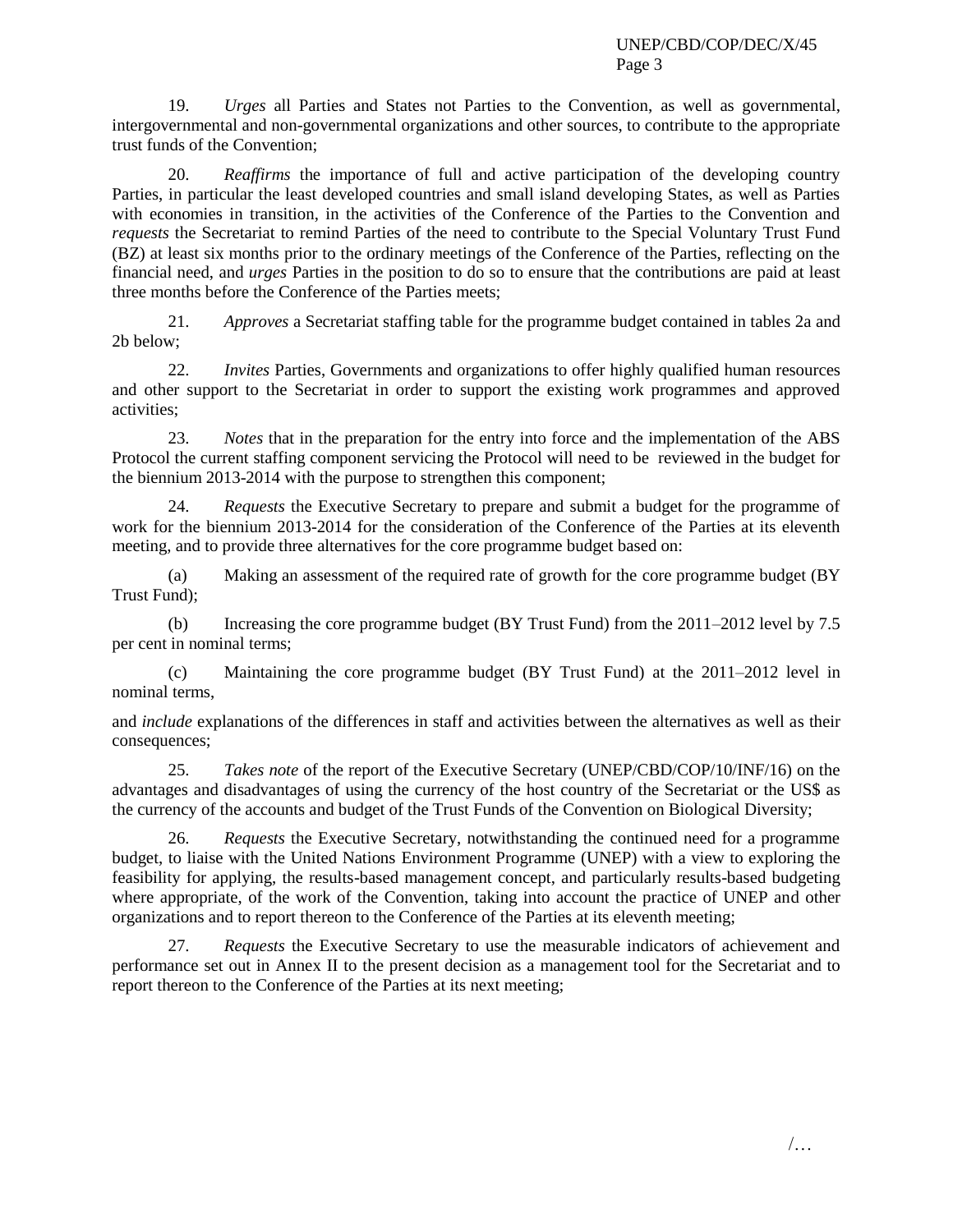19. *Urges* all Parties and States not Parties to the Convention, as well as governmental, intergovernmental and non-governmental organizations and other sources, to contribute to the appropriate trust funds of the Convention;

20. *Reaffirms* the importance of full and active participation of the developing country Parties, in particular the least developed countries and small island developing States, as well as Parties with economies in transition, in the activities of the Conference of the Parties to the Convention and *requests* the Secretariat to remind Parties of the need to contribute to the Special Voluntary Trust Fund (BZ) at least six months prior to the ordinary meetings of the Conference of the Parties, reflecting on the financial need, and *urges* Parties in the position to do so to ensure that the contributions are paid at least three months before the Conference of the Parties meets;

21. *Approves* a Secretariat staffing table for the programme budget contained in tables 2a and 2b below;

22. *Invites* Parties, Governments and organizations to offer highly qualified human resources and other support to the Secretariat in order to support the existing work programmes and approved activities;

23. *Notes* that in the preparation for the entry into force and the implementation of the ABS Protocol the current staffing component servicing the Protocol will need to be reviewed in the budget for the biennium 2013-2014 with the purpose to strengthen this component;

24. *Requests* the Executive Secretary to prepare and submit a budget for the programme of work for the biennium 2013-2014 for the consideration of the Conference of the Parties at its eleventh meeting, and to provide three alternatives for the core programme budget based on:

(a) Making an assessment of the required rate of growth for the core programme budget (BY Trust Fund);

(b) Increasing the core programme budget (BY Trust Fund) from the 2011–2012 level by 7.5 per cent in nominal terms;

(c) Maintaining the core programme budget (BY Trust Fund) at the 2011–2012 level in nominal terms,

and *include* explanations of the differences in staff and activities between the alternatives as well as their consequences;

25. *Takes note* of the report of the Executive Secretary (UNEP/CBD/COP/10/INF/16) on the advantages and disadvantages of using the currency of the host country of the Secretariat or the US$ as the currency of the accounts and budget of the Trust Funds of the Convention on Biological Diversity;

26. *Requests* the Executive Secretary, notwithstanding the continued need for a programme budget, to liaise with the United Nations Environment Programme (UNEP) with a view to exploring the feasibility for applying, the results-based management concept, and particularly results-based budgeting where appropriate, of the work of the Convention, taking into account the practice of UNEP and other organizations and to report thereon to the Conference of the Parties at its eleventh meeting;

27. *Requests* the Executive Secretary to use the measurable indicators of achievement and performance set out in Annex II to the present decision as a management tool for the Secretariat and to report thereon to the Conference of the Parties at its next meeting;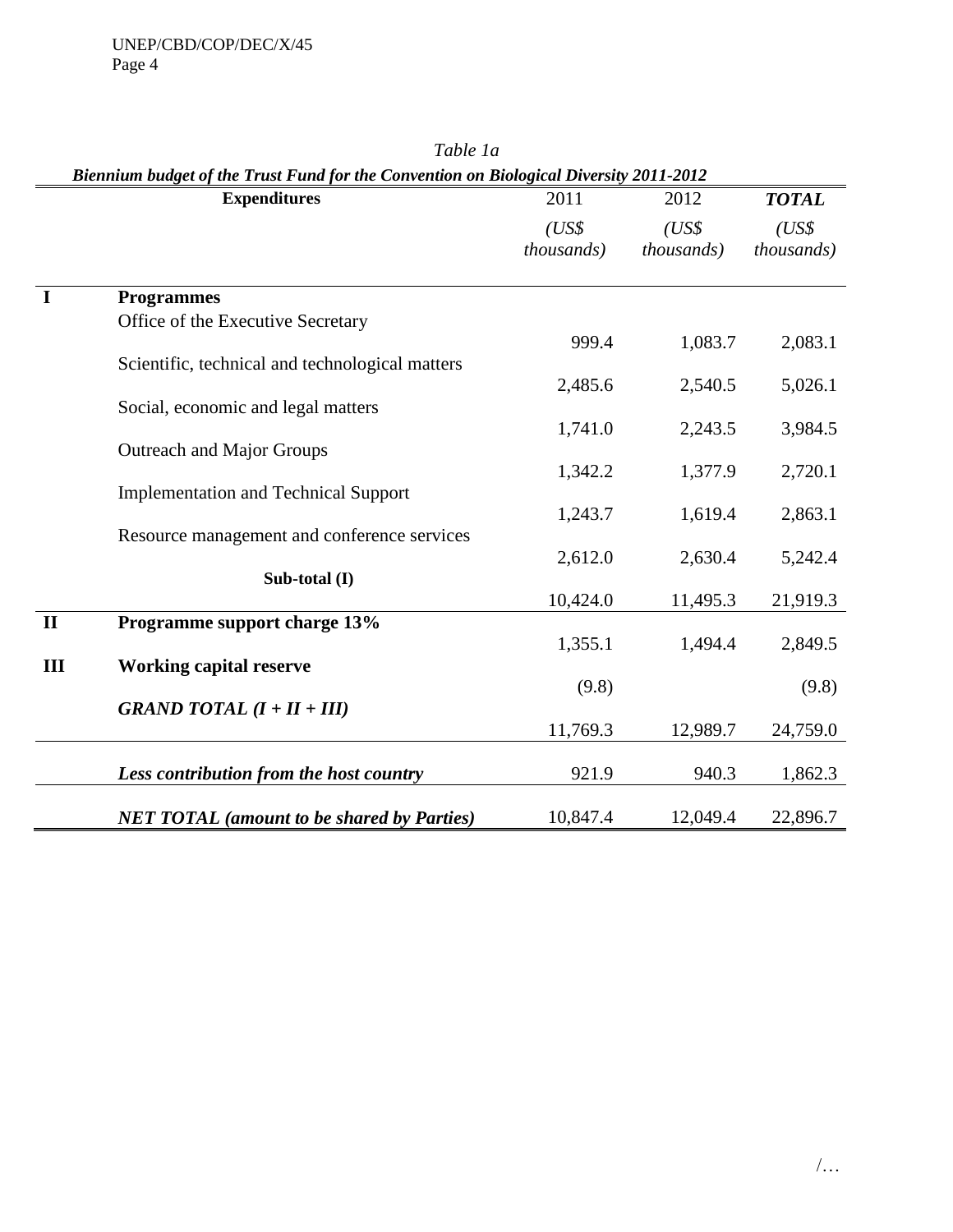*Table 1a*

***Biennium budget of the Trust Fund for the Convention on Biological Diversity 2011-2012***

| | **Expenditures** | 2011 *(US$ thousands)* | 2012 *(US$ thousands)* | ***TOTAL*** *(US$ thousands)* |
|---|---|---|---|---|
| **I** | **Programmes** | | | |
| | Office of the Executive Secretary | 999.4 | 1,083.7 | 2,083.1 |
| | Scientific, technical and technological matters | 2,485.6 | 2,540.5 | 5,026.1 |
| | Social, economic and legal matters | 1,741.0 | 2,243.5 | 3,984.5 |
| | Outreach and Major Groups | 1,342.2 | 1,377.9 | 2,720.1 |
| | Implementation and Technical Support | 1,243.7 | 1,619.4 | 2,863.1 |
| | Resource management and conference services | 2,612.0 | 2,630.4 | 5,242.4 |
| | **Sub-total (I)** | 10,424.0 | 11,495.3 | 21,919.3 |
| **II** | **Programme support charge 13%** | 1,355.1 | 1,494.4 | 2,849.5 |
| **III** | **Working capital reserve** | (9.8) | | (9.8) |
| | ***GRAND TOTAL (I + II + III)*** | 11,769.3 | 12,989.7 | 24,759.0 |
| | ***Less contribution from the host country*** | 921.9 | 940.3 | 1,862.3 |
| | ***NET TOTAL (amount to be shared by Parties)*** | 10,847.4 | 12,049.4 | 22,896.7 |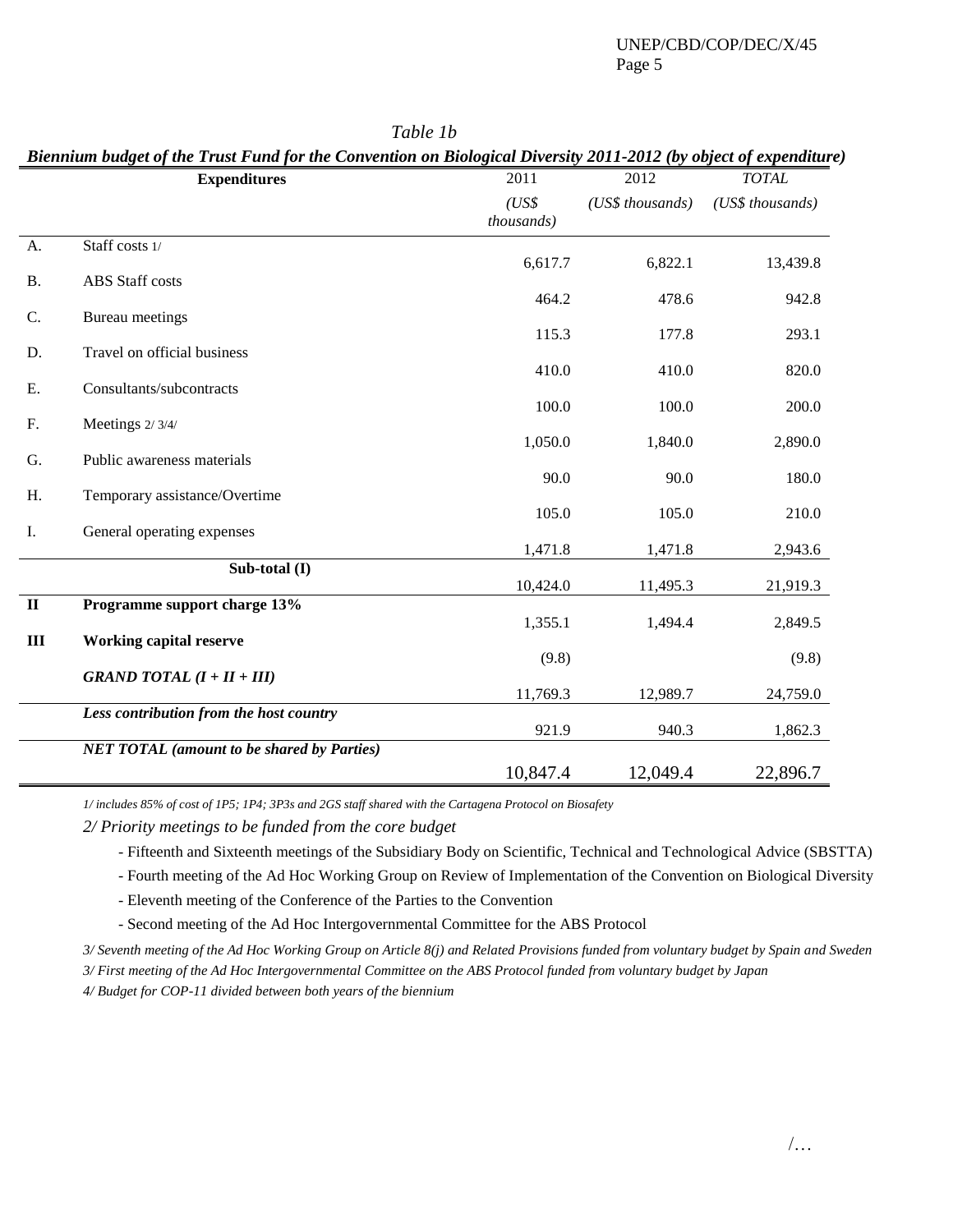*Table 1b*

***Biennium budget of the Trust Fund for the Convention on Biological Diversity 2011-2012 (by object of expenditure)***

| | **Expenditures** | 2011 *(US$ thousands)* | 2012 *(US$ thousands)* | *TOTAL* *(US$ thousands)* |
|---|---|---|---|---|
| A. | Staff costs 1/ | 6,617.7 | 6,822.1 | 13,439.8 |
| B. | ABS Staff costs | 464.2 | 478.6 | 942.8 |
| C. | Bureau meetings | 115.3 | 177.8 | 293.1 |
| D. | Travel on official business | 410.0 | 410.0 | 820.0 |
| E. | Consultants/subcontracts | 100.0 | 100.0 | 200.0 |
| F. | Meetings 2/ 3/4/ | 1,050.0 | 1,840.0 | 2,890.0 |
| G. | Public awareness materials | 90.0 | 90.0 | 180.0 |
| H. | Temporary assistance/Overtime | 105.0 | 105.0 | 210.0 |
| I. | General operating expenses | 1,471.8 | 1,471.8 | 2,943.6 |
| | **Sub-total (I)** | 10,424.0 | 11,495.3 | 21,919.3 |
| **II** | **Programme support charge 13%** | 1,355.1 | 1,494.4 | 2,849.5 |
| **III** | **Working capital reserve** | (9.8) | | (9.8) |
| | ***GRAND TOTAL (I + II + III)*** | 11,769.3 | 12,989.7 | 24,759.0 |
| | ***Less contribution from the host country*** | 921.9 | 940.3 | 1,862.3 |
| | ***NET TOTAL (amount to be shared by Parties)*** | 10,847.4 | 12,049.4 | 22,896.7 |

*1/ includes 85% of cost of 1P5; 1P4; 3P3s and 2GS staff shared with the Cartagena Protocol on Biosafety*

*2/ Priority meetings to be funded from the core budget*

- Fifteenth and Sixteenth meetings of the Subsidiary Body on Scientific, Technical and Technological Advice (SBSTTA)
- Fourth meeting of the Ad Hoc Working Group on Review of Implementation of the Convention on Biological Diversity
- Eleventh meeting of the Conference of the Parties to the Convention
- Second meeting of the Ad Hoc Intergovernmental Committee for the ABS Protocol

*3/ Seventh meeting of the Ad Hoc Working Group on Article 8(j) and Related Provisions funded from voluntary budget by Spain and Sweden*

*3/ First meeting of the Ad Hoc Intergovernmental Committee on the ABS Protocol funded from voluntary budget by Japan*

*4/ Budget for COP-11 divided between both years of the biennium*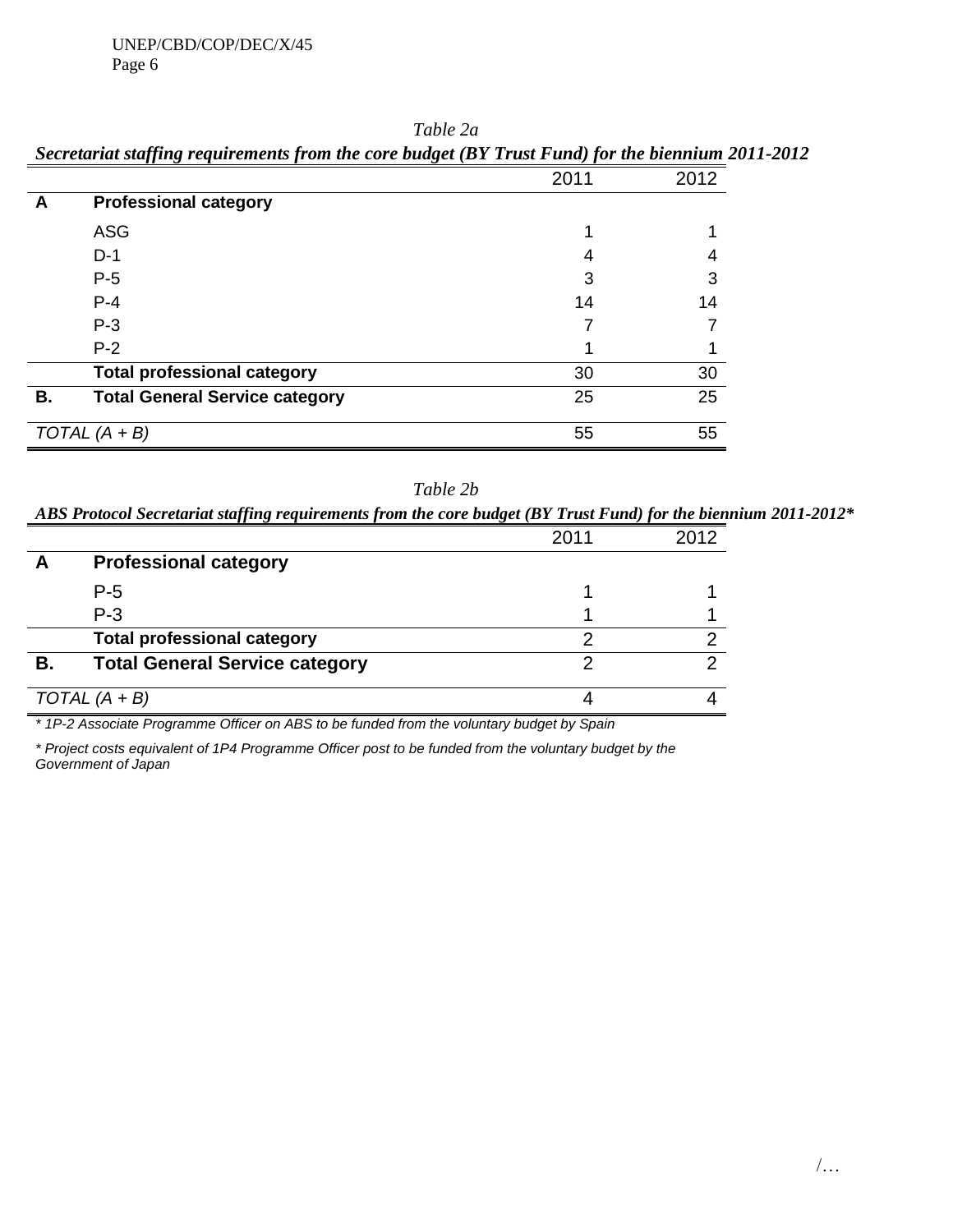*Table 2a*

***Secretariat staffing requirements from the core budget (BY Trust Fund) for the biennium 2011-2012***

| | | 2011 | 2012 |
|---|---|---|---|
| **A** | **Professional category** | | |
| | ASG | 1 | 1 |
| | D-1 | 4 | 4 |
| | P-5 | 3 | 3 |
| | P-4 | 14 | 14 |
| | P-3 | 7 | 7 |
| | P-2 | 1 | 1 |
| | **Total professional category** | 30 | 30 |
| **B.** | **Total General Service category** | 25 | 25 |
| *TOTAL (A + B)* | | 55 | 55 |

*Table 2b*

***ABS Protocol Secretariat staffing requirements from the core budget (BY Trust Fund) for the biennium 2011-2012****

| | | 2011 | 2012 |
|---|---|---|---|
| **A** | **Professional category** | | |
| | P-5 | 1 | 1 |
| | P-3 | 1 | 1 |
| | **Total professional category** | 2 | 2 |
| **B.** | **Total General Service category** | 2 | 2 |
| *TOTAL (A + B)* | | 4 | 4 |

*\* 1P-2 Associate Programme Officer on ABS to be funded from the voluntary budget by Spain*

*\* Project costs equivalent of 1P4 Programme Officer post to be funded from the voluntary budget by the Government of Japan*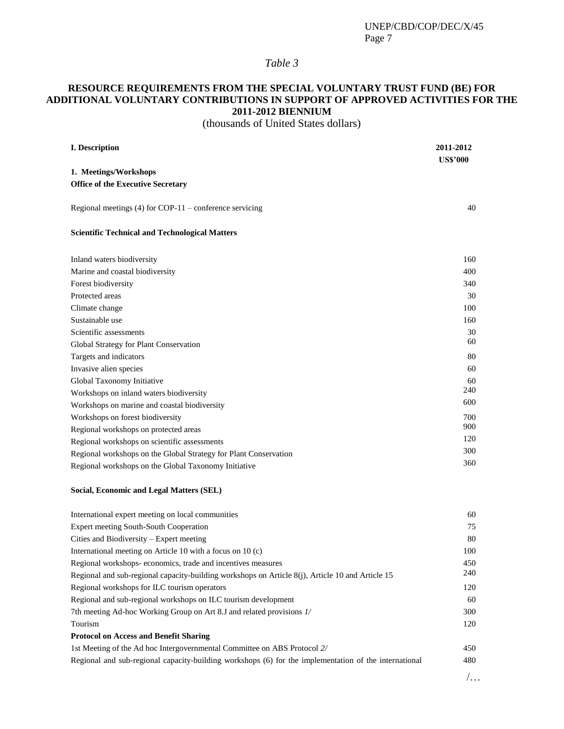*Table 3*

**RESOURCE REQUIREMENTS FROM THE SPECIAL VOLUNTARY TRUST FUND (BE) FOR ADDITIONAL VOLUNTARY CONTRIBUTIONS IN SUPPORT OF APPROVED ACTIVITIES FOR THE 2011-2012 BIENNIUM**

(thousands of United States dollars)

| **I. Description** | **2011-2012 US$'000** |
|---|---|
| **1. Meetings/Workshops** | |
| **Office of the Executive Secretary** | |
| Regional meetings (4) for COP-11 – conference servicing | 40 |
| **Scientific Technical and Technological Matters** | |
| Inland waters biodiversity | 160 |
| Marine and coastal biodiversity | 400 |
| Forest biodiversity | 340 |
| Protected areas | 30 |
| Climate change | 100 |
| Sustainable use | 160 |
| Scientific assessments | 30 |
| Global Strategy for Plant Conservation | 60 |
| Targets and indicators | 80 |
| Invasive alien species | 60 |
| Global Taxonomy Initiative | 60 |
| Workshops on inland waters biodiversity | 240 |
| Workshops on marine and coastal biodiversity | 600 |
| Workshops on forest biodiversity | 700 |
| Regional workshops on protected areas | 900 |
| Regional workshops on scientific assessments | 120 |
| Regional workshops on the Global Strategy for Plant Conservation | 300 |
| Regional workshops on the Global Taxonomy Initiative | 360 |
| **Social, Economic and Legal Matters (SEL)** | |
| International expert meeting on local communities | 60 |
| Expert meeting South-South Cooperation | 75 |
| Cities and Biodiversity – Expert meeting | 80 |
| International meeting on Article 10 with a focus on 10 (c) | 100 |
| Regional workshops- economics, trade and incentives measures | 450 |
| Regional and sub-regional capacity-building workshops on Article 8(j), Article 10 and Article 15 | 240 |
| Regional workshops for ILC tourism operators | 120 |
| Regional and sub-regional workshops on ILC tourism development | 60 |
| 7th meeting Ad-hoc Working Group on Art 8.J and related provisions *1/* | 300 |
| Tourism | 120 |
| **Protocol on Access and Benefit Sharing** | |
| 1st Meeting of the Ad hoc Intergovernmental Committee on ABS Protocol *2/* | 450 |
| Regional and sub-regional capacity-building workshops (6) for the implementation of the international | 480 |

/…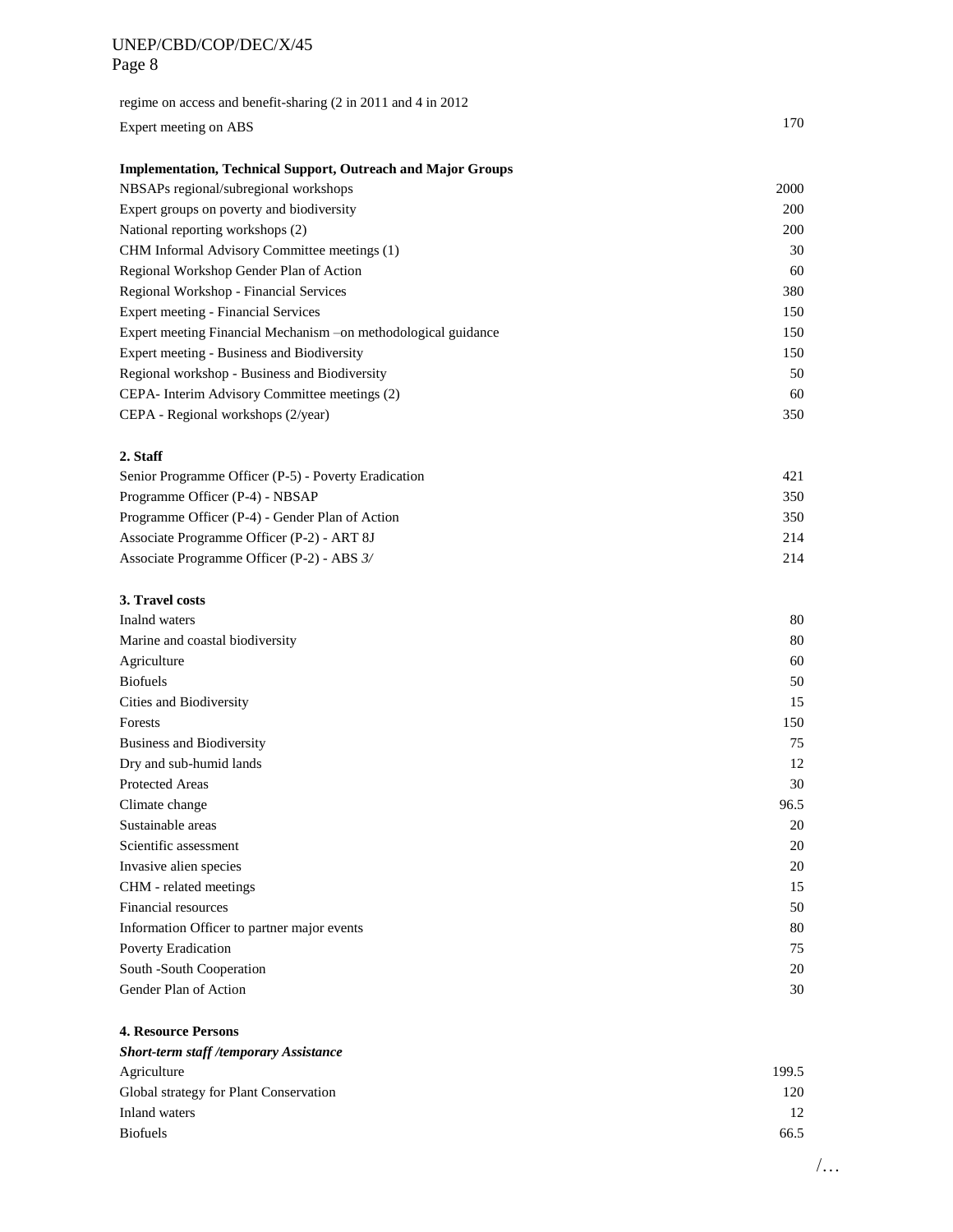| | |
|---|---|
| regime on access and benefit-sharing (2 in 2011 and 4 in 2012 | |
| Expert meeting on ABS | 170 |
| **Implementation, Technical Support, Outreach and Major Groups** | |
| NBSAPs regional/subregional workshops | 2000 |
| Expert groups on poverty and biodiversity | 200 |
| National reporting workshops (2) | 200 |
| CHM Informal Advisory Committee meetings (1) | 30 |
| Regional Workshop Gender Plan of Action | 60 |
| Regional Workshop - Financial Services | 380 |
| Expert meeting - Financial Services | 150 |
| Expert meeting Financial Mechanism –on methodological guidance | 150 |
| Expert meeting - Business and Biodiversity | 150 |
| Regional workshop - Business and Biodiversity | 50 |
| CEPA- Interim Advisory Committee meetings (2) | 60 |
| CEPA - Regional workshops (2/year) | 350 |
| **2. Staff** | |
| Senior Programme Officer (P-5) - Poverty Eradication | 421 |
| Programme Officer (P-4) - NBSAP | 350 |
| Programme Officer (P-4) - Gender Plan of Action | 350 |
| Associate Programme Officer (P-2) - ART 8J | 214 |
| Associate Programme Officer (P-2) - ABS *3/* | 214 |
| **3. Travel costs** | |
| Inalnd waters | 80 |
| Marine and coastal biodiversity | 80 |
| Agriculture | 60 |
| Biofuels | 50 |
| Cities and Biodiversity | 15 |
| Forests | 150 |
| Business and Biodiversity | 75 |
| Dry and sub-humid lands | 12 |
| Protected Areas | 30 |
| Climate change | 96.5 |
| Sustainable areas | 20 |
| Scientific assessment | 20 |
| Invasive alien species | 20 |
| CHM - related meetings | 15 |
| Financial resources | 50 |
| Information Officer to partner major events | 80 |
| Poverty Eradication | 75 |
| South -South Cooperation | 20 |
| Gender Plan of Action | 30 |
| **4. Resource Persons** | |
| ***Short-term staff /temporary Assistance*** | |
| Agriculture | 199.5 |
| Global strategy for Plant Conservation | 120 |
| Inland waters | 12 |
| Biofuels | 66.5 |

/…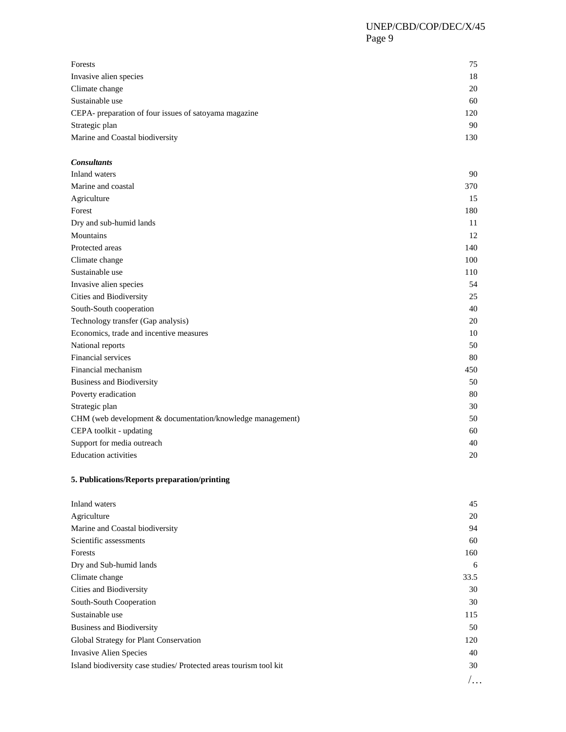| | |
|---|---|
| Forests | 75 |
| Invasive alien species | 18 |
| Climate change | 20 |
| Sustainable use | 60 |
| CEPA- preparation of four issues of satoyama magazine | 120 |
| Strategic plan | 90 |
| Marine and Coastal biodiversity | 130 |

***Consultants***

| | |
|---|---|
| Inland waters | 90 |
| Marine and coastal | 370 |
| Agriculture | 15 |
| Forest | 180 |
| Dry and sub-humid lands | 11 |
| Mountains | 12 |
| Protected areas | 140 |
| Climate change | 100 |
| Sustainable use | 110 |
| Invasive alien species | 54 |
| Cities and Biodiversity | 25 |
| South-South cooperation | 40 |
| Technology transfer (Gap analysis) | 20 |
| Economics, trade and incentive measures | 10 |
| National reports | 50 |
| Financial services | 80 |
| Financial mechanism | 450 |
| Business and Biodiversity | 50 |
| Poverty eradication | 80 |
| Strategic plan | 30 |
| CHM (web development & documentation/knowledge management) | 50 |
| CEPA toolkit - updating | 60 |
| Support for media outreach | 40 |
| Education activities | 20 |

**5. Publications/Reports preparation/printing**

| | |
|---|---|
| Inland waters | 45 |
| Agriculture | 20 |
| Marine and Coastal biodiversity | 94 |
| Scientific assessments | 60 |
| Forests | 160 |
| Dry and Sub-humid lands | 6 |
| Climate change | 33.5 |
| Cities and Biodiversity | 30 |
| South-South Cooperation | 30 |
| Sustainable use | 115 |
| Business and Biodiversity | 50 |
| Global Strategy for Plant Conservation | 120 |
| Invasive Alien Species | 40 |
| Island biodiversity case studies/ Protected areas tourism tool kit | 30 |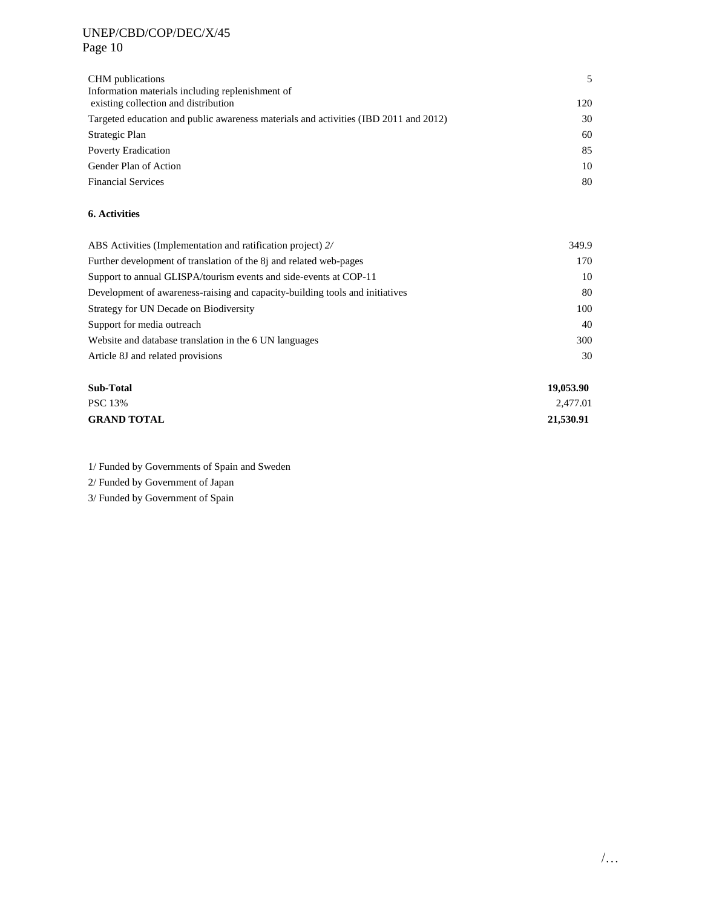| | |
|---|---|
| CHM publications | 5 |
| Information materials including replenishment of existing collection and distribution | 120 |
| Targeted education and public awareness materials and activities (IBD 2011 and 2012) | 30 |
| Strategic Plan | 60 |
| Poverty Eradication | 85 |
| Gender Plan of Action | 10 |
| Financial Services | 80 |

**6. Activities**

| | |
|---|---|
| ABS Activities (Implementation and ratification project) *2/* | 349.9 |
| Further development of translation of the 8j and related web-pages | 170 |
| Support to annual GLISPA/tourism events and side-events at COP-11 | 10 |
| Development of awareness-raising and capacity-building tools and initiatives | 80 |
| Strategy for UN Decade on Biodiversity | 100 |
| Support for media outreach | 40 |
| Website and database translation in the 6 UN languages | 300 |
| Article 8J and related provisions | 30 |
| | |
| **Sub-Total** | **19,053.90** |
| PSC 13% | 2,477.01 |
| **GRAND TOTAL** | **21,530.91** |

1/ Funded by Governments of Spain and Sweden

2/ Funded by Government of Japan

3/ Funded by Government of Spain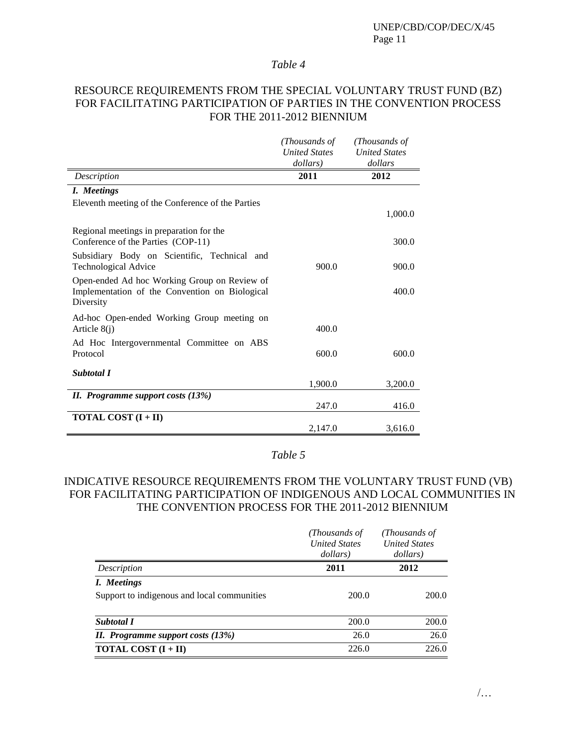*Table 4*

RESOURCE REQUIREMENTS FROM THE SPECIAL VOLUNTARY TRUST FUND (BZ) FOR FACILITATING PARTICIPATION OF PARTIES IN THE CONVENTION PROCESS FOR THE 2011-2012 BIENNIUM

| | *(Thousands of United States dollars)* | *(Thousands of United States dollars* |
|---|---|---|
| *Description* | **2011** | **2012** |
| ***I. Meetings*** | | |
| Eleventh meeting of the Conference of the Parties | | 1,000.0 |
| Regional meetings in preparation for the Conference of the Parties (COP-11) | | 300.0 |
| Subsidiary Body on Scientific, Technical and Technological Advice | 900.0 | 900.0 |
| Open-ended Ad hoc Working Group on Review of Implementation of the Convention on Biological Diversity | | 400.0 |
| Ad-hoc Open-ended Working Group meeting on Article 8(j) | 400.0 | |
| Ad Hoc Intergovernmental Committee on ABS Protocol | 600.0 | 600.0 |
| ***Subtotal I*** | 1,900.0 | 3,200.0 |
| ***II. Programme support costs (13%)*** | 247.0 | 416.0 |
| **TOTAL COST (I + II)** | 2,147.0 | 3,616.0 |

*Table 5*

INDICATIVE RESOURCE REQUIREMENTS FROM THE VOLUNTARY TRUST FUND (VB) FOR FACILITATING PARTICIPATION OF INDIGENOUS AND LOCAL COMMUNITIES IN THE CONVENTION PROCESS FOR THE 2011-2012 BIENNIUM

| | *(Thousands of United States dollars)* | *(Thousands of United States dollars)* |
|---|---|---|
| *Description* | **2011** | **2012** |
| ***I. Meetings*** | | |
| Support to indigenous and local communities | 200.0 | 200.0 |
| ***Subtotal I*** | 200.0 | 200.0 |
| ***II. Programme support costs (13%)*** | 26.0 | 26.0 |
| **TOTAL COST (I + II)** | 226.0 | 226.0 |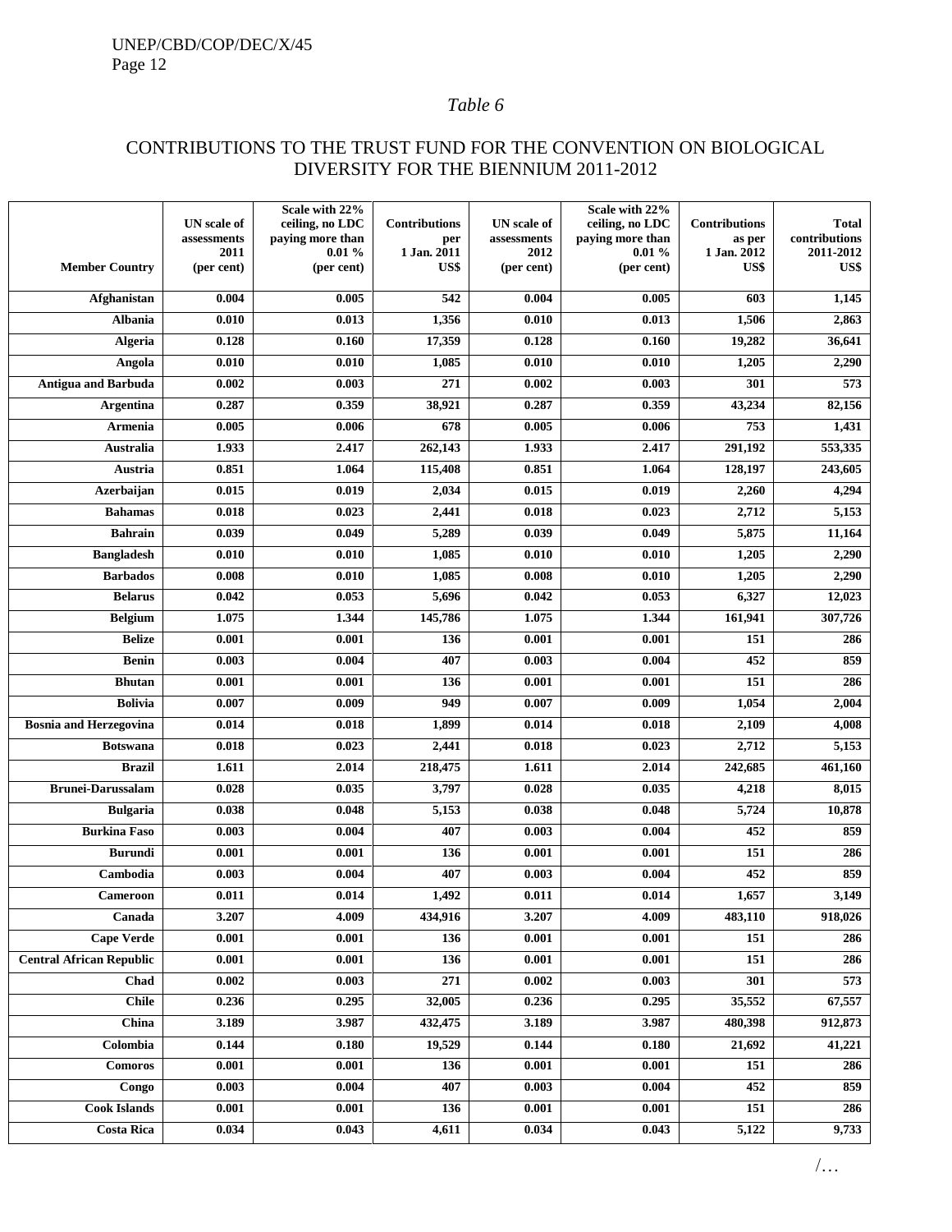*Table 6*

CONTRIBUTIONS TO THE TRUST FUND FOR THE CONVENTION ON BIOLOGICAL DIVERSITY FOR THE BIENNIUM 2011-2012

| Member Country | UN scale of assessments 2011 (per cent) | Scale with 22% ceiling, no LDC paying more than 0.01 % (per cent) | Contributions per 1 Jan. 2011 US$ | UN scale of assessments 2012 (per cent) | Scale with 22% ceiling, no LDC paying more than 0.01 % (per cent) | Contributions as per 1 Jan. 2012 US$ | Total contributions 2011-2012 US$ |
|---|---|---|---|---|---|---|---|
| Afghanistan | 0.004 | 0.005 | 542 | 0.004 | 0.005 | 603 | 1,145 |
| Albania | 0.010 | 0.013 | 1,356 | 0.010 | 0.013 | 1,506 | 2,863 |
| Algeria | 0.128 | 0.160 | 17,359 | 0.128 | 0.160 | 19,282 | 36,641 |
| Angola | 0.010 | 0.010 | 1,085 | 0.010 | 0.010 | 1,205 | 2,290 |
| Antigua and Barbuda | 0.002 | 0.003 | 271 | 0.002 | 0.003 | 301 | 573 |
| Argentina | 0.287 | 0.359 | 38,921 | 0.287 | 0.359 | 43,234 | 82,156 |
| Armenia | 0.005 | 0.006 | 678 | 0.005 | 0.006 | 753 | 1,431 |
| Australia | 1.933 | 2.417 | 262,143 | 1.933 | 2.417 | 291,192 | 553,335 |
| Austria | 0.851 | 1.064 | 115,408 | 0.851 | 1.064 | 128,197 | 243,605 |
| Azerbaijan | 0.015 | 0.019 | 2,034 | 0.015 | 0.019 | 2,260 | 4,294 |
| Bahamas | 0.018 | 0.023 | 2,441 | 0.018 | 0.023 | 2,712 | 5,153 |
| Bahrain | 0.039 | 0.049 | 5,289 | 0.039 | 0.049 | 5,875 | 11,164 |
| Bangladesh | 0.010 | 0.010 | 1,085 | 0.010 | 0.010 | 1,205 | 2,290 |
| Barbados | 0.008 | 0.010 | 1,085 | 0.008 | 0.010 | 1,205 | 2,290 |
| Belarus | 0.042 | 0.053 | 5,696 | 0.042 | 0.053 | 6,327 | 12,023 |
| Belgium | 1.075 | 1.344 | 145,786 | 1.075 | 1.344 | 161,941 | 307,726 |
| Belize | 0.001 | 0.001 | 136 | 0.001 | 0.001 | 151 | 286 |
| Benin | 0.003 | 0.004 | 407 | 0.003 | 0.004 | 452 | 859 |
| Bhutan | 0.001 | 0.001 | 136 | 0.001 | 0.001 | 151 | 286 |
| Bolivia | 0.007 | 0.009 | 949 | 0.007 | 0.009 | 1,054 | 2,004 |
| Bosnia and Herzegovina | 0.014 | 0.018 | 1,899 | 0.014 | 0.018 | 2,109 | 4,008 |
| Botswana | 0.018 | 0.023 | 2,441 | 0.018 | 0.023 | 2,712 | 5,153 |
| Brazil | 1.611 | 2.014 | 218,475 | 1.611 | 2.014 | 242,685 | 461,160 |
| Brunei-Darussalam | 0.028 | 0.035 | 3,797 | 0.028 | 0.035 | 4,218 | 8,015 |
| Bulgaria | 0.038 | 0.048 | 5,153 | 0.038 | 0.048 | 5,724 | 10,878 |
| Burkina Faso | 0.003 | 0.004 | 407 | 0.003 | 0.004 | 452 | 859 |
| Burundi | 0.001 | 0.001 | 136 | 0.001 | 0.001 | 151 | 286 |
| Cambodia | 0.003 | 0.004 | 407 | 0.003 | 0.004 | 452 | 859 |
| Cameroon | 0.011 | 0.014 | 1,492 | 0.011 | 0.014 | 1,657 | 3,149 |
| Canada | 3.207 | 4.009 | 434,916 | 3.207 | 4.009 | 483,110 | 918,026 |
| Cape Verde | 0.001 | 0.001 | 136 | 0.001 | 0.001 | 151 | 286 |
| Central African Republic | 0.001 | 0.001 | 136 | 0.001 | 0.001 | 151 | 286 |
| Chad | 0.002 | 0.003 | 271 | 0.002 | 0.003 | 301 | 573 |
| Chile | 0.236 | 0.295 | 32,005 | 0.236 | 0.295 | 35,552 | 67,557 |
| China | 3.189 | 3.987 | 432,475 | 3.189 | 3.987 | 480,398 | 912,873 |
| Colombia | 0.144 | 0.180 | 19,529 | 0.144 | 0.180 | 21,692 | 41,221 |
| Comoros | 0.001 | 0.001 | 136 | 0.001 | 0.001 | 151 | 286 |
| Congo | 0.003 | 0.004 | 407 | 0.003 | 0.004 | 452 | 859 |
| Cook Islands | 0.001 | 0.001 | 136 | 0.001 | 0.001 | 151 | 286 |
| Costa Rica | 0.034 | 0.043 | 4,611 | 0.034 | 0.043 | 5,122 | 9,733 |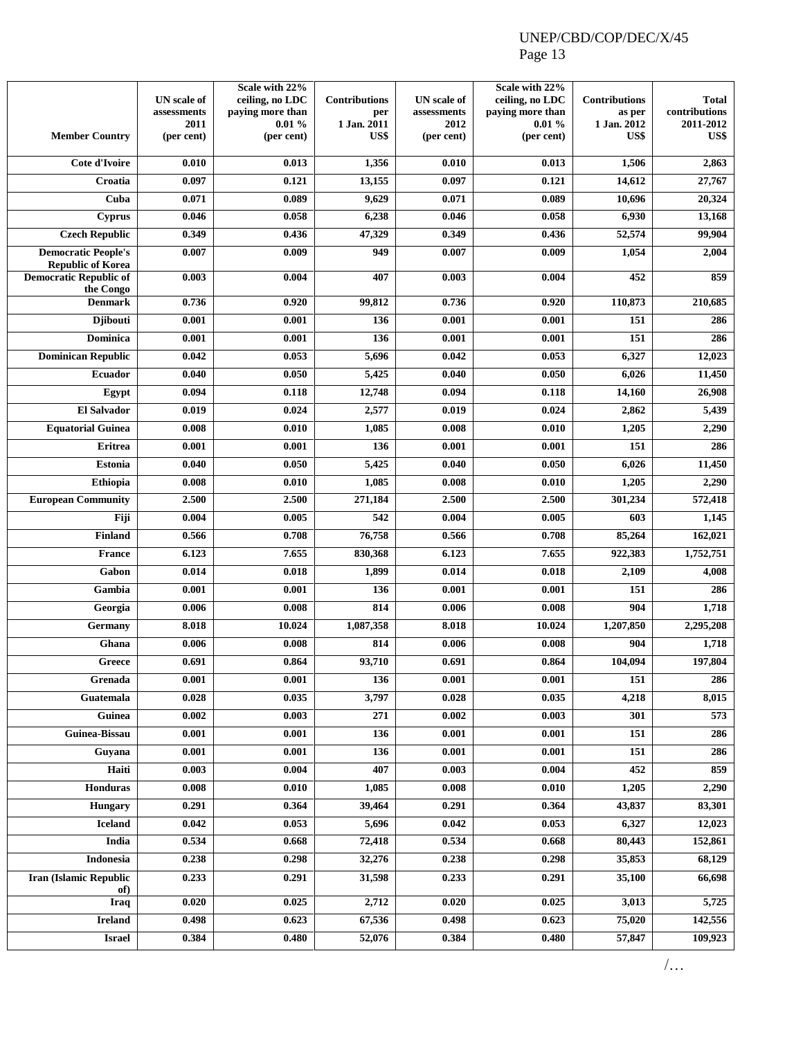| Member Country | UN scale of assessments 2011 (per cent) | Scale with 22% ceiling, no LDC paying more than 0.01 % (per cent) | Contributions per 1 Jan. 2011 US$ | UN scale of assessments 2012 (per cent) | Scale with 22% ceiling, no LDC paying more than 0.01 % (per cent) | Contributions as per 1 Jan. 2012 US$ | Total contributions 2011-2012 US$ |
|---|---|---|---|---|---|---|---|
| Cote d'Ivoire | 0.010 | 0.013 | 1,356 | 0.010 | 0.013 | 1,506 | 2,863 |
| Croatia | 0.097 | 0.121 | 13,155 | 0.097 | 0.121 | 14,612 | 27,767 |
| Cuba | 0.071 | 0.089 | 9,629 | 0.071 | 0.089 | 10,696 | 20,324 |
| Cyprus | 0.046 | 0.058 | 6,238 | 0.046 | 0.058 | 6,930 | 13,168 |
| Czech Republic | 0.349 | 0.436 | 47,329 | 0.349 | 0.436 | 52,574 | 99,904 |
| Democratic People's Republic of Korea | 0.007 | 0.009 | 949 | 0.007 | 0.009 | 1,054 | 2,004 |
| Democratic Republic of the Congo | 0.003 | 0.004 | 407 | 0.003 | 0.004 | 452 | 859 |
| Denmark | 0.736 | 0.920 | 99,812 | 0.736 | 0.920 | 110,873 | 210,685 |
| Djibouti | 0.001 | 0.001 | 136 | 0.001 | 0.001 | 151 | 286 |
| Dominica | 0.001 | 0.001 | 136 | 0.001 | 0.001 | 151 | 286 |
| Dominican Republic | 0.042 | 0.053 | 5,696 | 0.042 | 0.053 | 6,327 | 12,023 |
| Ecuador | 0.040 | 0.050 | 5,425 | 0.040 | 0.050 | 6,026 | 11,450 |
| Egypt | 0.094 | 0.118 | 12,748 | 0.094 | 0.118 | 14,160 | 26,908 |
| El Salvador | 0.019 | 0.024 | 2,577 | 0.019 | 0.024 | 2,862 | 5,439 |
| Equatorial Guinea | 0.008 | 0.010 | 1,085 | 0.008 | 0.010 | 1,205 | 2,290 |
| Eritrea | 0.001 | 0.001 | 136 | 0.001 | 0.001 | 151 | 286 |
| Estonia | 0.040 | 0.050 | 5,425 | 0.040 | 0.050 | 6,026 | 11,450 |
| Ethiopia | 0.008 | 0.010 | 1,085 | 0.008 | 0.010 | 1,205 | 2,290 |
| European Community | 2.500 | 2.500 | 271,184 | 2.500 | 2.500 | 301,234 | 572,418 |
| Fiji | 0.004 | 0.005 | 542 | 0.004 | 0.005 | 603 | 1,145 |
| Finland | 0.566 | 0.708 | 76,758 | 0.566 | 0.708 | 85,264 | 162,021 |
| France | 6.123 | 7.655 | 830,368 | 6.123 | 7.655 | 922,383 | 1,752,751 |
| Gabon | 0.014 | 0.018 | 1,899 | 0.014 | 0.018 | 2,109 | 4,008 |
| Gambia | 0.001 | 0.001 | 136 | 0.001 | 0.001 | 151 | 286 |
| Georgia | 0.006 | 0.008 | 814 | 0.006 | 0.008 | 904 | 1,718 |
| Germany | 8.018 | 10.024 | 1,087,358 | 8.018 | 10.024 | 1,207,850 | 2,295,208 |
| Ghana | 0.006 | 0.008 | 814 | 0.006 | 0.008 | 904 | 1,718 |
| Greece | 0.691 | 0.864 | 93,710 | 0.691 | 0.864 | 104,094 | 197,804 |
| Grenada | 0.001 | 0.001 | 136 | 0.001 | 0.001 | 151 | 286 |
| Guatemala | 0.028 | 0.035 | 3,797 | 0.028 | 0.035 | 4,218 | 8,015 |
| Guinea | 0.002 | 0.003 | 271 | 0.002 | 0.003 | 301 | 573 |
| Guinea-Bissau | 0.001 | 0.001 | 136 | 0.001 | 0.001 | 151 | 286 |
| Guyana | 0.001 | 0.001 | 136 | 0.001 | 0.001 | 151 | 286 |
| Haiti | 0.003 | 0.004 | 407 | 0.003 | 0.004 | 452 | 859 |
| Honduras | 0.008 | 0.010 | 1,085 | 0.008 | 0.010 | 1,205 | 2,290 |
| Hungary | 0.291 | 0.364 | 39,464 | 0.291 | 0.364 | 43,837 | 83,301 |
| Iceland | 0.042 | 0.053 | 5,696 | 0.042 | 0.053 | 6,327 | 12,023 |
| India | 0.534 | 0.668 | 72,418 | 0.534 | 0.668 | 80,443 | 152,861 |
| Indonesia | 0.238 | 0.298 | 32,276 | 0.238 | 0.298 | 35,853 | 68,129 |
| Iran (Islamic Republic of) | 0.233 | 0.291 | 31,598 | 0.233 | 0.291 | 35,100 | 66,698 |
| Iraq | 0.020 | 0.025 | 2,712 | 0.020 | 0.025 | 3,013 | 5,725 |
| Ireland | 0.498 | 0.623 | 67,536 | 0.498 | 0.623 | 75,020 | 142,556 |
| Israel | 0.384 | 0.480 | 52,076 | 0.384 | 0.480 | 57,847 | 109,923 |

/…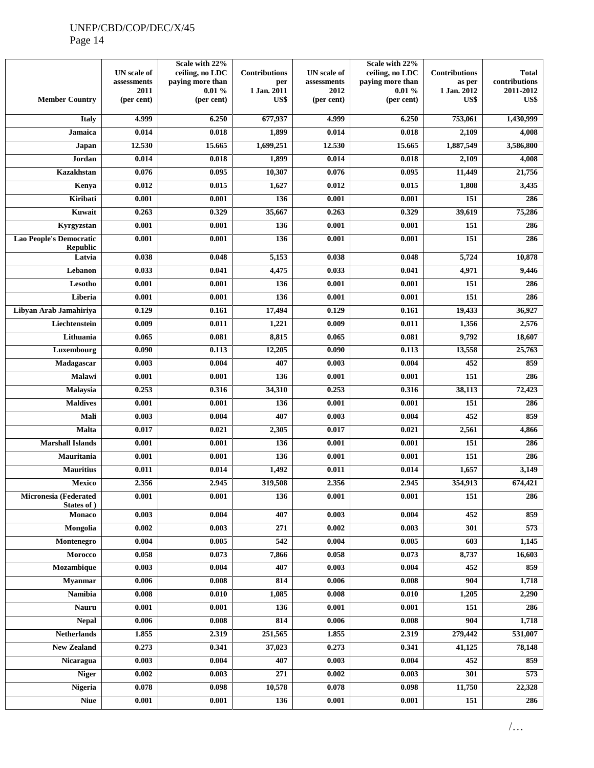| Member Country | UN scale of assessments 2011 (per cent) | Scale with 22% ceiling, no LDC paying more than 0.01 % (per cent) | Contributions per 1 Jan. 2011 US$ | UN scale of assessments 2012 (per cent) | Scale with 22% ceiling, no LDC paying more than 0.01 % (per cent) | Contributions as per 1 Jan. 2012 US$ | Total contributions 2011-2012 US$ |
|---|---|---|---|---|---|---|---|
| Italy | 4.999 | 6.250 | 677,937 | 4.999 | 6.250 | 753,061 | 1,430,999 |
| Jamaica | 0.014 | 0.018 | 1,899 | 0.014 | 0.018 | 2,109 | 4,008 |
| Japan | 12.530 | 15.665 | 1,699,251 | 12.530 | 15.665 | 1,887,549 | 3,586,800 |
| Jordan | 0.014 | 0.018 | 1,899 | 0.014 | 0.018 | 2,109 | 4,008 |
| Kazakhstan | 0.076 | 0.095 | 10,307 | 0.076 | 0.095 | 11,449 | 21,756 |
| Kenya | 0.012 | 0.015 | 1,627 | 0.012 | 0.015 | 1,808 | 3,435 |
| Kiribati | 0.001 | 0.001 | 136 | 0.001 | 0.001 | 151 | 286 |
| Kuwait | 0.263 | 0.329 | 35,667 | 0.263 | 0.329 | 39,619 | 75,286 |
| Kyrgyzstan | 0.001 | 0.001 | 136 | 0.001 | 0.001 | 151 | 286 |
| Lao People's Democratic Republic | 0.001 | 0.001 | 136 | 0.001 | 0.001 | 151 | 286 |
| Latvia | 0.038 | 0.048 | 5,153 | 0.038 | 0.048 | 5,724 | 10,878 |
| Lebanon | 0.033 | 0.041 | 4,475 | 0.033 | 0.041 | 4,971 | 9,446 |
| Lesotho | 0.001 | 0.001 | 136 | 0.001 | 0.001 | 151 | 286 |
| Liberia | 0.001 | 0.001 | 136 | 0.001 | 0.001 | 151 | 286 |
| Libyan Arab Jamahiriya | 0.129 | 0.161 | 17,494 | 0.129 | 0.161 | 19,433 | 36,927 |
| Liechtenstein | 0.009 | 0.011 | 1,221 | 0.009 | 0.011 | 1,356 | 2,576 |
| Lithuania | 0.065 | 0.081 | 8,815 | 0.065 | 0.081 | 9,792 | 18,607 |
| Luxembourg | 0.090 | 0.113 | 12,205 | 0.090 | 0.113 | 13,558 | 25,763 |
| Madagascar | 0.003 | 0.004 | 407 | 0.003 | 0.004 | 452 | 859 |
| Malawi | 0.001 | 0.001 | 136 | 0.001 | 0.001 | 151 | 286 |
| Malaysia | 0.253 | 0.316 | 34,310 | 0.253 | 0.316 | 38,113 | 72,423 |
| Maldives | 0.001 | 0.001 | 136 | 0.001 | 0.001 | 151 | 286 |
| Mali | 0.003 | 0.004 | 407 | 0.003 | 0.004 | 452 | 859 |
| Malta | 0.017 | 0.021 | 2,305 | 0.017 | 0.021 | 2,561 | 4,866 |
| Marshall Islands | 0.001 | 0.001 | 136 | 0.001 | 0.001 | 151 | 286 |
| Mauritania | 0.001 | 0.001 | 136 | 0.001 | 0.001 | 151 | 286 |
| Mauritius | 0.011 | 0.014 | 1,492 | 0.011 | 0.014 | 1,657 | 3,149 |
| Mexico | 2.356 | 2.945 | 319,508 | 2.356 | 2.945 | 354,913 | 674,421 |
| Micronesia (Federated States of ) | 0.001 | 0.001 | 136 | 0.001 | 0.001 | 151 | 286 |
| Monaco | 0.003 | 0.004 | 407 | 0.003 | 0.004 | 452 | 859 |
| Mongolia | 0.002 | 0.003 | 271 | 0.002 | 0.003 | 301 | 573 |
| Montenegro | 0.004 | 0.005 | 542 | 0.004 | 0.005 | 603 | 1,145 |
| Morocco | 0.058 | 0.073 | 7,866 | 0.058 | 0.073 | 8,737 | 16,603 |
| Mozambique | 0.003 | 0.004 | 407 | 0.003 | 0.004 | 452 | 859 |
| Myanmar | 0.006 | 0.008 | 814 | 0.006 | 0.008 | 904 | 1,718 |
| Namibia | 0.008 | 0.010 | 1,085 | 0.008 | 0.010 | 1,205 | 2,290 |
| Nauru | 0.001 | 0.001 | 136 | 0.001 | 0.001 | 151 | 286 |
| Nepal | 0.006 | 0.008 | 814 | 0.006 | 0.008 | 904 | 1,718 |
| Netherlands | 1.855 | 2.319 | 251,565 | 1.855 | 2.319 | 279,442 | 531,007 |
| New Zealand | 0.273 | 0.341 | 37,023 | 0.273 | 0.341 | 41,125 | 78,148 |
| Nicaragua | 0.003 | 0.004 | 407 | 0.003 | 0.004 | 452 | 859 |
| Niger | 0.002 | 0.003 | 271 | 0.002 | 0.003 | 301 | 573 |
| Nigeria | 0.078 | 0.098 | 10,578 | 0.078 | 0.098 | 11,750 | 22,328 |
| Niue | 0.001 | 0.001 | 136 | 0.001 | 0.001 | 151 | 286 |

/…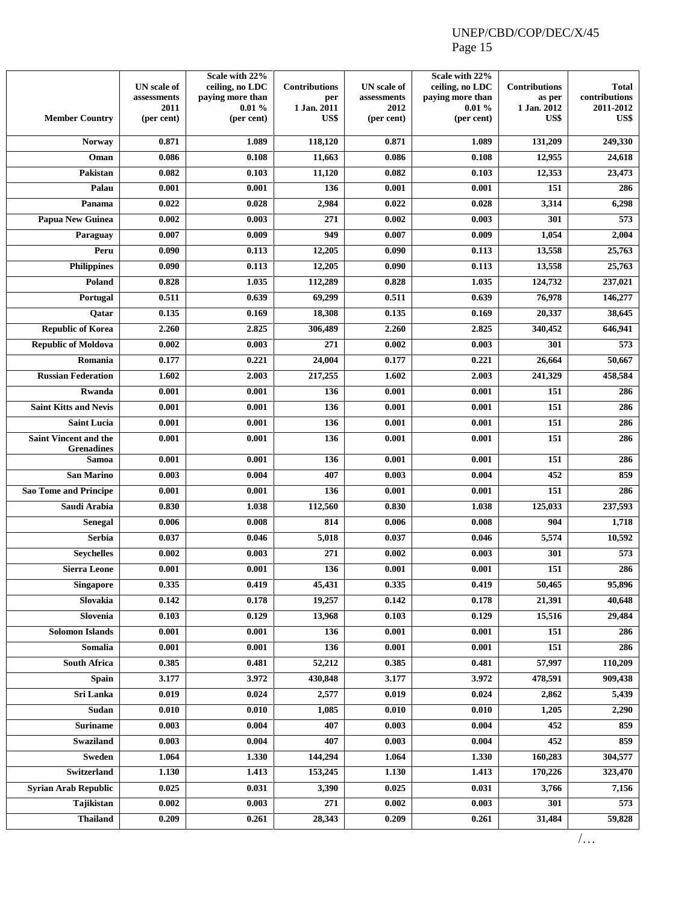| Member Country | UN scale of assessments 2011 (per cent) | Scale with 22% ceiling, no LDC paying more than 0.01 % (per cent) | Contributions per 1 Jan. 2011 US$ | UN scale of assessments 2012 (per cent) | Scale with 22% ceiling, no LDC paying more than 0.01 % (per cent) | Contributions as per 1 Jan. 2012 US$ | Total contributions 2011-2012 US$ |
|---|---|---|---|---|---|---|---|
| Norway | 0.871 | 1.089 | 118,120 | 0.871 | 1.089 | 131,209 | 249,330 |
| Oman | 0.086 | 0.108 | 11,663 | 0.086 | 0.108 | 12,955 | 24,618 |
| Pakistan | 0.082 | 0.103 | 11,120 | 0.082 | 0.103 | 12,353 | 23,473 |
| Palau | 0.001 | 0.001 | 136 | 0.001 | 0.001 | 151 | 286 |
| Panama | 0.022 | 0.028 | 2,984 | 0.022 | 0.028 | 3,314 | 6,298 |
| Papua New Guinea | 0.002 | 0.003 | 271 | 0.002 | 0.003 | 301 | 573 |
| Paraguay | 0.007 | 0.009 | 949 | 0.007 | 0.009 | 1,054 | 2,004 |
| Peru | 0.090 | 0.113 | 12,205 | 0.090 | 0.113 | 13,558 | 25,763 |
| Philippines | 0.090 | 0.113 | 12,205 | 0.090 | 0.113 | 13,558 | 25,763 |
| Poland | 0.828 | 1.035 | 112,289 | 0.828 | 1.035 | 124,732 | 237,021 |
| Portugal | 0.511 | 0.639 | 69,299 | 0.511 | 0.639 | 76,978 | 146,277 |
| Qatar | 0.135 | 0.169 | 18,308 | 0.135 | 0.169 | 20,337 | 38,645 |
| Republic of Korea | 2.260 | 2.825 | 306,489 | 2.260 | 2.825 | 340,452 | 646,941 |
| Republic of Moldova | 0.002 | 0.003 | 271 | 0.002 | 0.003 | 301 | 573 |
| Romania | 0.177 | 0.221 | 24,004 | 0.177 | 0.221 | 26,664 | 50,667 |
| Russian Federation | 1.602 | 2.003 | 217,255 | 1.602 | 2.003 | 241,329 | 458,584 |
| Rwanda | 0.001 | 0.001 | 136 | 0.001 | 0.001 | 151 | 286 |
| Saint Kitts and Nevis | 0.001 | 0.001 | 136 | 0.001 | 0.001 | 151 | 286 |
| Saint Lucia | 0.001 | 0.001 | 136 | 0.001 | 0.001 | 151 | 286 |
| Saint Vincent and the Grenadines | 0.001 | 0.001 | 136 | 0.001 | 0.001 | 151 | 286 |
| Samoa | 0.001 | 0.001 | 136 | 0.001 | 0.001 | 151 | 286 |
| San Marino | 0.003 | 0.004 | 407 | 0.003 | 0.004 | 452 | 859 |
| Sao Tome and Principe | 0.001 | 0.001 | 136 | 0.001 | 0.001 | 151 | 286 |
| Saudi Arabia | 0.830 | 1.038 | 112,560 | 0.830 | 1.038 | 125,033 | 237,593 |
| Senegal | 0.006 | 0.008 | 814 | 0.006 | 0.008 | 904 | 1,718 |
| Serbia | 0.037 | 0.046 | 5,018 | 0.037 | 0.046 | 5,574 | 10,592 |
| Seychelles | 0.002 | 0.003 | 271 | 0.002 | 0.003 | 301 | 573 |
| Sierra Leone | 0.001 | 0.001 | 136 | 0.001 | 0.001 | 151 | 286 |
| Singapore | 0.335 | 0.419 | 45,431 | 0.335 | 0.419 | 50,465 | 95,896 |
| Slovakia | 0.142 | 0.178 | 19,257 | 0.142 | 0.178 | 21,391 | 40,648 |
| Slovenia | 0.103 | 0.129 | 13,968 | 0.103 | 0.129 | 15,516 | 29,484 |
| Solomon Islands | 0.001 | 0.001 | 136 | 0.001 | 0.001 | 151 | 286 |
| Somalia | 0.001 | 0.001 | 136 | 0.001 | 0.001 | 151 | 286 |
| South Africa | 0.385 | 0.481 | 52,212 | 0.385 | 0.481 | 57,997 | 110,209 |
| Spain | 3.177 | 3.972 | 430,848 | 3.177 | 3.972 | 478,591 | 909,438 |
| Sri Lanka | 0.019 | 0.024 | 2,577 | 0.019 | 0.024 | 2,862 | 5,439 |
| Sudan | 0.010 | 0.010 | 1,085 | 0.010 | 0.010 | 1,205 | 2,290 |
| Suriname | 0.003 | 0.004 | 407 | 0.003 | 0.004 | 452 | 859 |
| Swaziland | 0.003 | 0.004 | 407 | 0.003 | 0.004 | 452 | 859 |
| Sweden | 1.064 | 1.330 | 144,294 | 1.064 | 1.330 | 160,283 | 304,577 |
| Switzerland | 1.130 | 1.413 | 153,245 | 1.130 | 1.413 | 170,226 | 323,470 |
| Syrian Arab Republic | 0.025 | 0.031 | 3,390 | 0.025 | 0.031 | 3,766 | 7,156 |
| Tajikistan | 0.002 | 0.003 | 271 | 0.002 | 0.003 | 301 | 573 |
| Thailand | 0.209 | 0.261 | 28,343 | 0.209 | 0.261 | 31,484 | 59,828 |

/…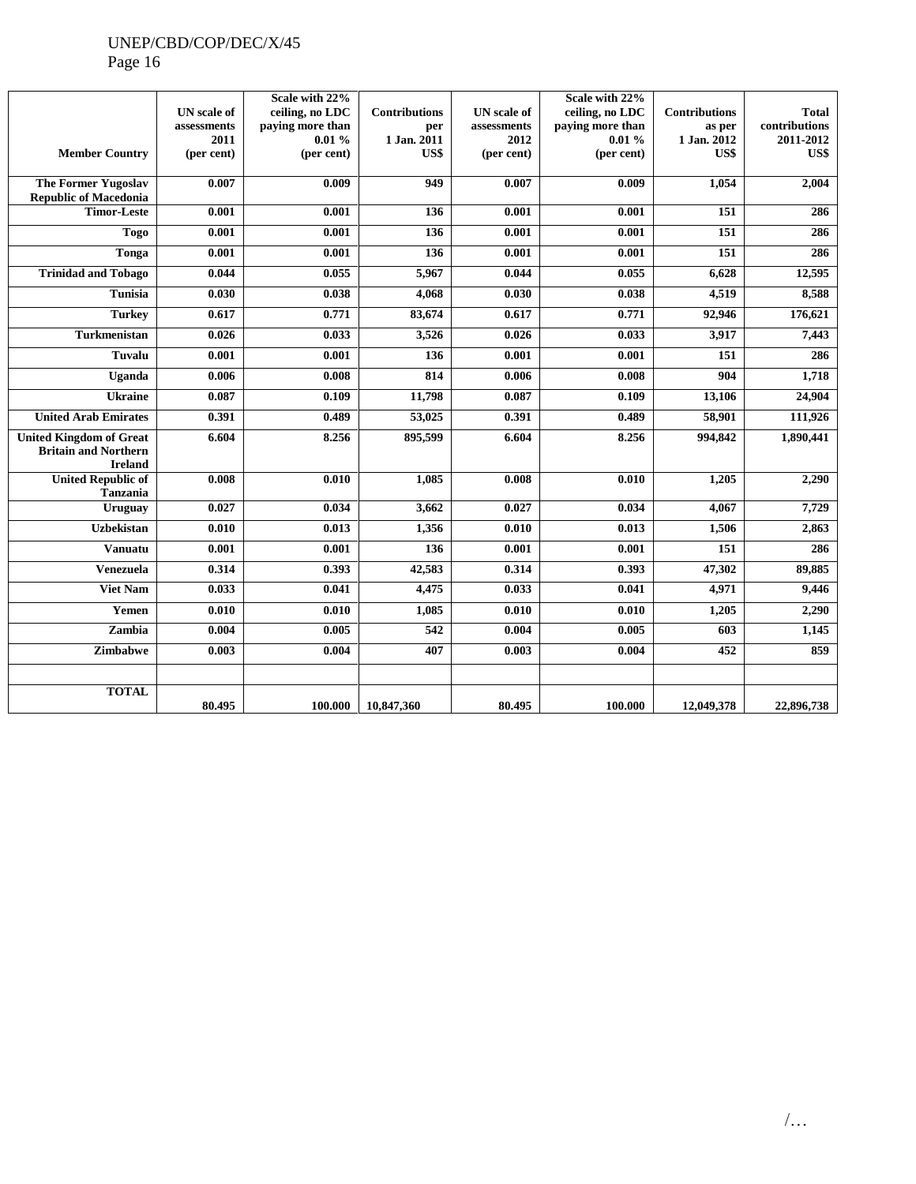| Member Country | UN scale of assessments 2011 (per cent) | Scale with 22% ceiling, no LDC paying more than 0.01 % (per cent) | Contributions per 1 Jan. 2011 US$ | UN scale of assessments 2012 (per cent) | Scale with 22% ceiling, no LDC paying more than 0.01 % (per cent) | Contributions as per 1 Jan. 2012 US$ | Total contributions 2011-2012 US$ |
|---|---|---|---|---|---|---|---|
| The Former Yugoslav Republic of Macedonia | 0.007 | 0.009 | 949 | 0.007 | 0.009 | 1,054 | 2,004 |
| Timor-Leste | 0.001 | 0.001 | 136 | 0.001 | 0.001 | 151 | 286 |
| Togo | 0.001 | 0.001 | 136 | 0.001 | 0.001 | 151 | 286 |
| Tonga | 0.001 | 0.001 | 136 | 0.001 | 0.001 | 151 | 286 |
| Trinidad and Tobago | 0.044 | 0.055 | 5,967 | 0.044 | 0.055 | 6,628 | 12,595 |
| Tunisia | 0.030 | 0.038 | 4,068 | 0.030 | 0.038 | 4,519 | 8,588 |
| Turkey | 0.617 | 0.771 | 83,674 | 0.617 | 0.771 | 92,946 | 176,621 |
| Turkmenistan | 0.026 | 0.033 | 3,526 | 0.026 | 0.033 | 3,917 | 7,443 |
| Tuvalu | 0.001 | 0.001 | 136 | 0.001 | 0.001 | 151 | 286 |
| Uganda | 0.006 | 0.008 | 814 | 0.006 | 0.008 | 904 | 1,718 |
| Ukraine | 0.087 | 0.109 | 11,798 | 0.087 | 0.109 | 13,106 | 24,904 |
| United Arab Emirates | 0.391 | 0.489 | 53,025 | 0.391 | 0.489 | 58,901 | 111,926 |
| United Kingdom of Great Britain and Northern Ireland | 6.604 | 8.256 | 895,599 | 6.604 | 8.256 | 994,842 | 1,890,441 |
| United Republic of Tanzania | 0.008 | 0.010 | 1,085 | 0.008 | 0.010 | 1,205 | 2,290 |
| Uruguay | 0.027 | 0.034 | 3,662 | 0.027 | 0.034 | 4,067 | 7,729 |
| Uzbekistan | 0.010 | 0.013 | 1,356 | 0.010 | 0.013 | 1,506 | 2,863 |
| Vanuatu | 0.001 | 0.001 | 136 | 0.001 | 0.001 | 151 | 286 |
| Venezuela | 0.314 | 0.393 | 42,583 | 0.314 | 0.393 | 47,302 | 89,885 |
| Viet Nam | 0.033 | 0.041 | 4,475 | 0.033 | 0.041 | 4,971 | 9,446 |
| Yemen | 0.010 | 0.010 | 1,085 | 0.010 | 0.010 | 1,205 | 2,290 |
| Zambia | 0.004 | 0.005 | 542 | 0.004 | 0.005 | 603 | 1,145 |
| Zimbabwe | 0.003 | 0.004 | 407 | 0.003 | 0.004 | 452 | 859 |
| | | | | | | | |
| TOTAL | 80.495 | 100.000 | 10,847,360 | 80.495 | 100.000 | 12,049,378 | 22,896,738 |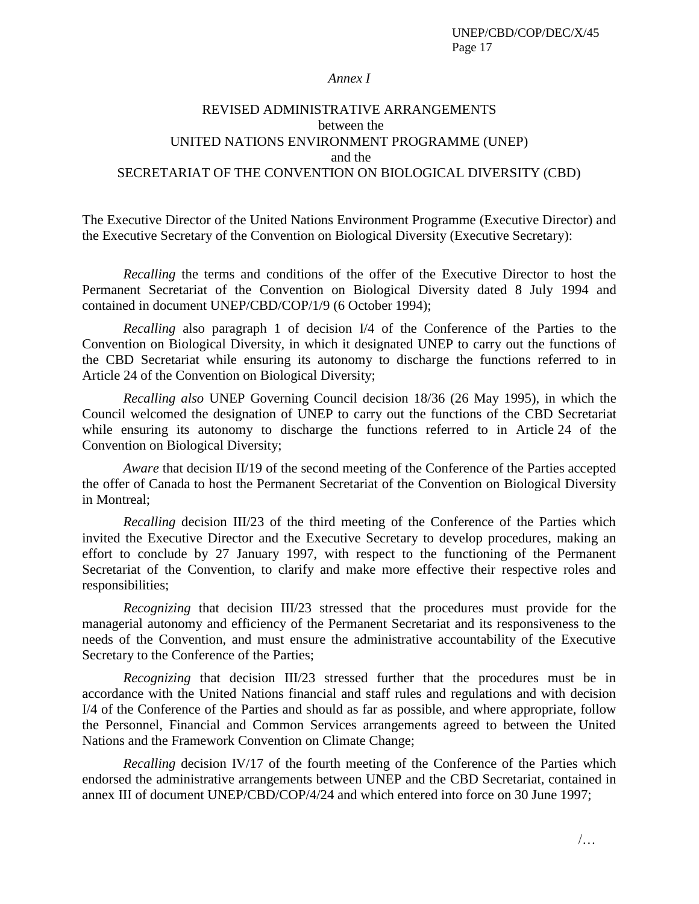*Annex I*

# REVISED ADMINISTRATIVE ARRANGEMENTS between the UNITED NATIONS ENVIRONMENT PROGRAMME (UNEP) and the SECRETARIAT OF THE CONVENTION ON BIOLOGICAL DIVERSITY (CBD)

The Executive Director of the United Nations Environment Programme (Executive Director) and the Executive Secretary of the Convention on Biological Diversity (Executive Secretary):

*Recalling* the terms and conditions of the offer of the Executive Director to host the Permanent Secretariat of the Convention on Biological Diversity dated 8 July 1994 and contained in document UNEP/CBD/COP/1/9 (6 October 1994);

*Recalling* also paragraph 1 of decision I/4 of the Conference of the Parties to the Convention on Biological Diversity, in which it designated UNEP to carry out the functions of the CBD Secretariat while ensuring its autonomy to discharge the functions referred to in Article 24 of the Convention on Biological Diversity;

*Recalling also* UNEP Governing Council decision 18/36 (26 May 1995), in which the Council welcomed the designation of UNEP to carry out the functions of the CBD Secretariat while ensuring its autonomy to discharge the functions referred to in Article 24 of the Convention on Biological Diversity;

*Aware* that decision II/19 of the second meeting of the Conference of the Parties accepted the offer of Canada to host the Permanent Secretariat of the Convention on Biological Diversity in Montreal;

*Recalling* decision III/23 of the third meeting of the Conference of the Parties which invited the Executive Director and the Executive Secretary to develop procedures, making an effort to conclude by 27 January 1997, with respect to the functioning of the Permanent Secretariat of the Convention, to clarify and make more effective their respective roles and responsibilities;

*Recognizing* that decision III/23 stressed that the procedures must provide for the managerial autonomy and efficiency of the Permanent Secretariat and its responsiveness to the needs of the Convention, and must ensure the administrative accountability of the Executive Secretary to the Conference of the Parties;

*Recognizing* that decision III/23 stressed further that the procedures must be in accordance with the United Nations financial and staff rules and regulations and with decision I/4 of the Conference of the Parties and should as far as possible, and where appropriate, follow the Personnel, Financial and Common Services arrangements agreed to between the United Nations and the Framework Convention on Climate Change;

*Recalling* decision IV/17 of the fourth meeting of the Conference of the Parties which endorsed the administrative arrangements between UNEP and the CBD Secretariat, contained in annex III of document UNEP/CBD/COP/4/24 and which entered into force on 30 June 1997;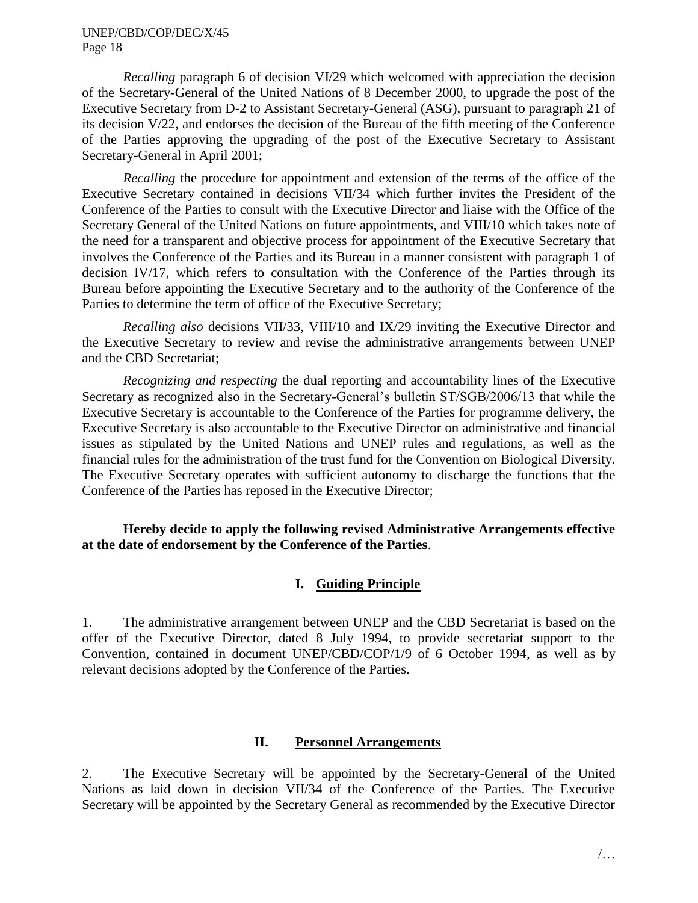*Recalling* paragraph 6 of decision VI/29 which welcomed with appreciation the decision of the Secretary-General of the United Nations of 8 December 2000, to upgrade the post of the Executive Secretary from D-2 to Assistant Secretary-General (ASG), pursuant to paragraph 21 of its decision V/22, and endorses the decision of the Bureau of the fifth meeting of the Conference of the Parties approving the upgrading of the post of the Executive Secretary to Assistant Secretary-General in April 2001;

*Recalling* the procedure for appointment and extension of the terms of the office of the Executive Secretary contained in decisions VII/34 which further invites the President of the Conference of the Parties to consult with the Executive Director and liaise with the Office of the Secretary General of the United Nations on future appointments, and VIII/10 which takes note of the need for a transparent and objective process for appointment of the Executive Secretary that involves the Conference of the Parties and its Bureau in a manner consistent with paragraph 1 of decision IV/17, which refers to consultation with the Conference of the Parties through its Bureau before appointing the Executive Secretary and to the authority of the Conference of the Parties to determine the term of office of the Executive Secretary;

*Recalling also* decisions VII/33, VIII/10 and IX/29 inviting the Executive Director and the Executive Secretary to review and revise the administrative arrangements between UNEP and the CBD Secretariat;

*Recognizing and respecting* the dual reporting and accountability lines of the Executive Secretary as recognized also in the Secretary-General's bulletin ST/SGB/2006/13 that while the Executive Secretary is accountable to the Conference of the Parties for programme delivery, the Executive Secretary is also accountable to the Executive Director on administrative and financial issues as stipulated by the United Nations and UNEP rules and regulations, as well as the financial rules for the administration of the trust fund for the Convention on Biological Diversity. The Executive Secretary operates with sufficient autonomy to discharge the functions that the Conference of the Parties has reposed in the Executive Director;

**Hereby decide to apply the following revised Administrative Arrangements effective at the date of endorsement by the Conference of the Parties**.

## I. Guiding Principle

1. The administrative arrangement between UNEP and the CBD Secretariat is based on the offer of the Executive Director, dated 8 July 1994, to provide secretariat support to the Convention, contained in document UNEP/CBD/COP/1/9 of 6 October 1994, as well as by relevant decisions adopted by the Conference of the Parties.

## II. Personnel Arrangements

2. The Executive Secretary will be appointed by the Secretary-General of the United Nations as laid down in decision VII/34 of the Conference of the Parties. The Executive Secretary will be appointed by the Secretary General as recommended by the Executive Director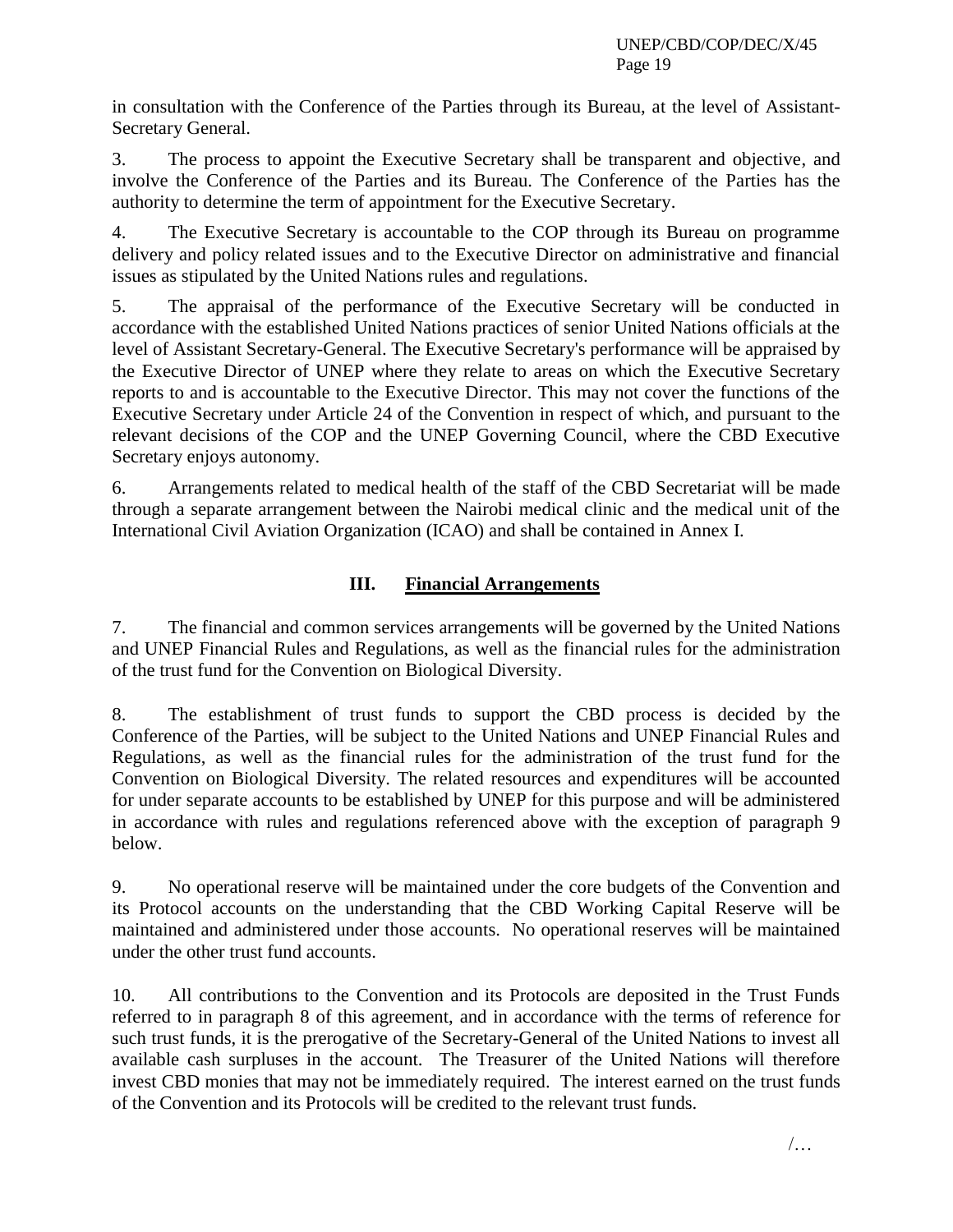in consultation with the Conference of the Parties through its Bureau, at the level of Assistant-Secretary General.

3. The process to appoint the Executive Secretary shall be transparent and objective, and involve the Conference of the Parties and its Bureau. The Conference of the Parties has the authority to determine the term of appointment for the Executive Secretary.

4. The Executive Secretary is accountable to the COP through its Bureau on programme delivery and policy related issues and to the Executive Director on administrative and financial issues as stipulated by the United Nations rules and regulations.

5. The appraisal of the performance of the Executive Secretary will be conducted in accordance with the established United Nations practices of senior United Nations officials at the level of Assistant Secretary-General. The Executive Secretary's performance will be appraised by the Executive Director of UNEP where they relate to areas on which the Executive Secretary reports to and is accountable to the Executive Director. This may not cover the functions of the Executive Secretary under Article 24 of the Convention in respect of which, and pursuant to the relevant decisions of the COP and the UNEP Governing Council, where the CBD Executive Secretary enjoys autonomy.

6. Arrangements related to medical health of the staff of the CBD Secretariat will be made through a separate arrangement between the Nairobi medical clinic and the medical unit of the International Civil Aviation Organization (ICAO) and shall be contained in Annex I.

## III. Financial Arrangements

7. The financial and common services arrangements will be governed by the United Nations and UNEP Financial Rules and Regulations, as well as the financial rules for the administration of the trust fund for the Convention on Biological Diversity.

8. The establishment of trust funds to support the CBD process is decided by the Conference of the Parties, will be subject to the United Nations and UNEP Financial Rules and Regulations, as well as the financial rules for the administration of the trust fund for the Convention on Biological Diversity. The related resources and expenditures will be accounted for under separate accounts to be established by UNEP for this purpose and will be administered in accordance with rules and regulations referenced above with the exception of paragraph 9 below.

9. No operational reserve will be maintained under the core budgets of the Convention and its Protocol accounts on the understanding that the CBD Working Capital Reserve will be maintained and administered under those accounts. No operational reserves will be maintained under the other trust fund accounts.

10. All contributions to the Convention and its Protocols are deposited in the Trust Funds referred to in paragraph 8 of this agreement, and in accordance with the terms of reference for such trust funds, it is the prerogative of the Secretary-General of the United Nations to invest all available cash surpluses in the account. The Treasurer of the United Nations will therefore invest CBD monies that may not be immediately required. The interest earned on the trust funds of the Convention and its Protocols will be credited to the relevant trust funds.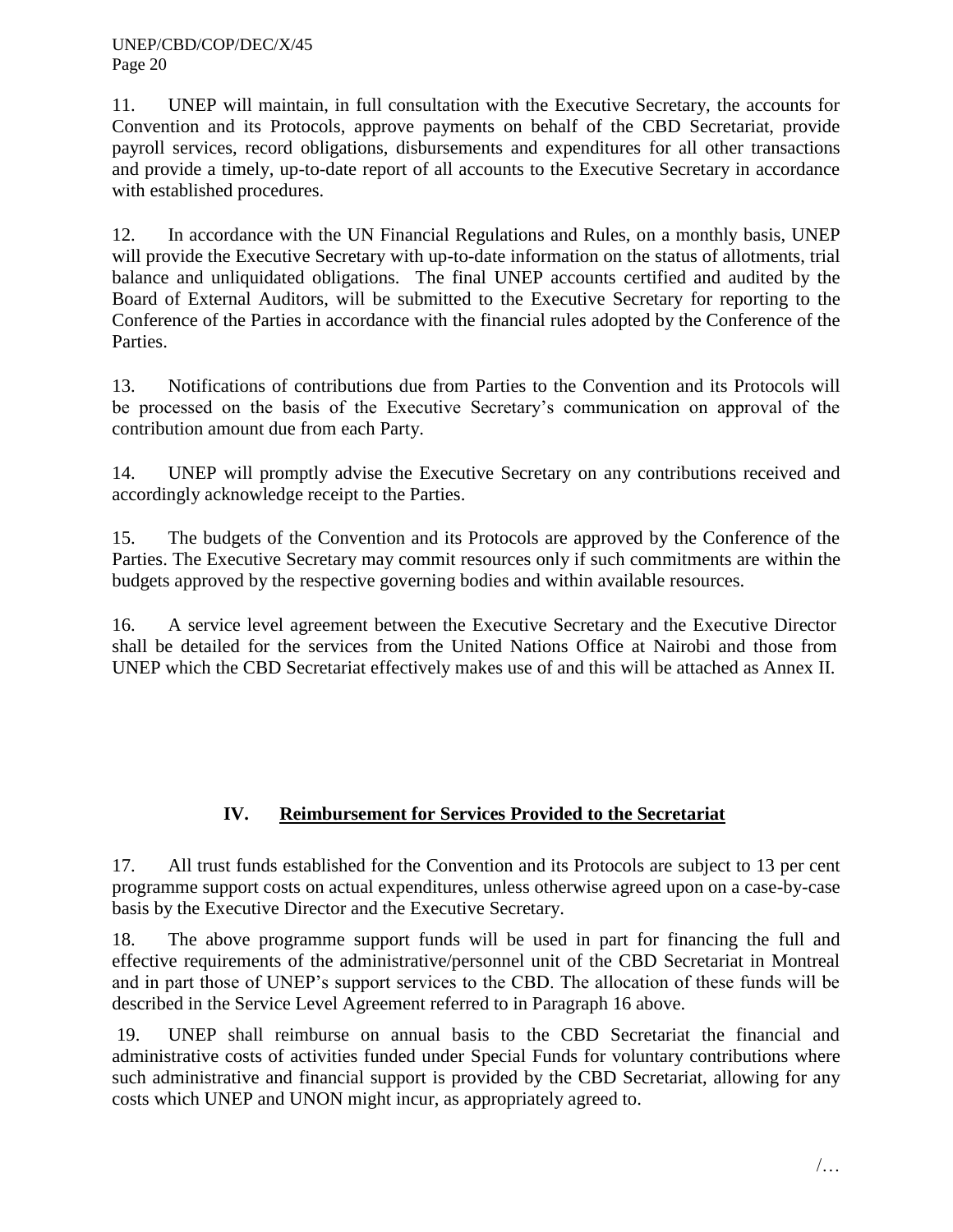11. UNEP will maintain, in full consultation with the Executive Secretary, the accounts for Convention and its Protocols, approve payments on behalf of the CBD Secretariat, provide payroll services, record obligations, disbursements and expenditures for all other transactions and provide a timely, up-to-date report of all accounts to the Executive Secretary in accordance with established procedures.

12. In accordance with the UN Financial Regulations and Rules, on a monthly basis, UNEP will provide the Executive Secretary with up-to-date information on the status of allotments, trial balance and unliquidated obligations. The final UNEP accounts certified and audited by the Board of External Auditors, will be submitted to the Executive Secretary for reporting to the Conference of the Parties in accordance with the financial rules adopted by the Conference of the Parties.

13. Notifications of contributions due from Parties to the Convention and its Protocols will be processed on the basis of the Executive Secretary's communication on approval of the contribution amount due from each Party.

14. UNEP will promptly advise the Executive Secretary on any contributions received and accordingly acknowledge receipt to the Parties.

15. The budgets of the Convention and its Protocols are approved by the Conference of the Parties. The Executive Secretary may commit resources only if such commitments are within the budgets approved by the respective governing bodies and within available resources.

16. A service level agreement between the Executive Secretary and the Executive Director shall be detailed for the services from the United Nations Office at Nairobi and those from UNEP which the CBD Secretariat effectively makes use of and this will be attached as Annex II.

## IV. Reimbursement for Services Provided to the Secretariat

17. All trust funds established for the Convention and its Protocols are subject to 13 per cent programme support costs on actual expenditures, unless otherwise agreed upon on a case-by-case basis by the Executive Director and the Executive Secretary.

18. The above programme support funds will be used in part for financing the full and effective requirements of the administrative/personnel unit of the CBD Secretariat in Montreal and in part those of UNEP's support services to the CBD. The allocation of these funds will be described in the Service Level Agreement referred to in Paragraph 16 above.

19. UNEP shall reimburse on annual basis to the CBD Secretariat the financial and administrative costs of activities funded under Special Funds for voluntary contributions where such administrative and financial support is provided by the CBD Secretariat, allowing for any costs which UNEP and UNON might incur, as appropriately agreed to.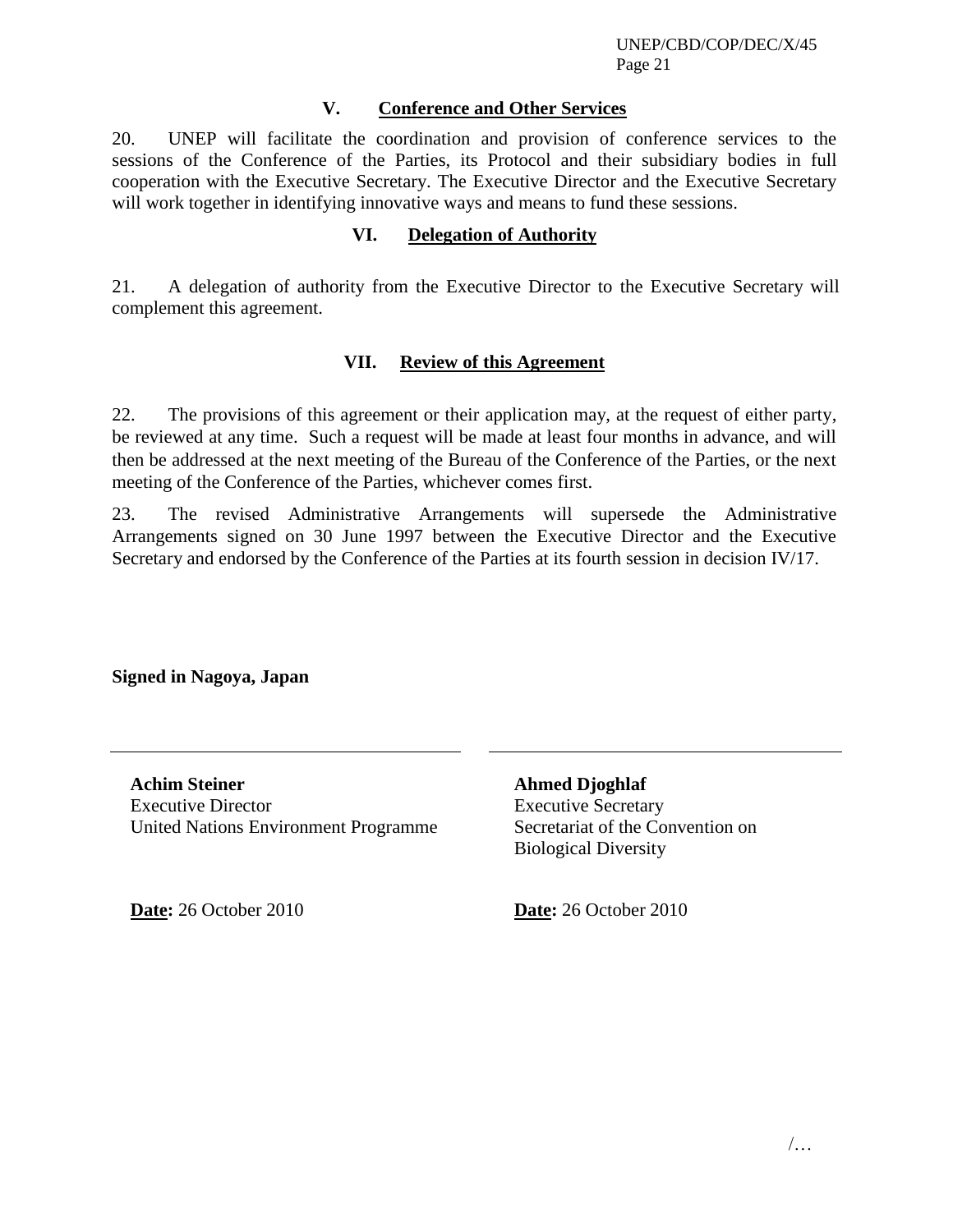## V. <u>Conference and Other Services</u>

20. UNEP will facilitate the coordination and provision of conference services to the sessions of the Conference of the Parties, its Protocol and their subsidiary bodies in full cooperation with the Executive Secretary. The Executive Director and the Executive Secretary will work together in identifying innovative ways and means to fund these sessions.

## VI. <u>Delegation of Authority</u>

21. A delegation of authority from the Executive Director to the Executive Secretary will complement this agreement.

## VII. <u>Review of this Agreement</u>

22. The provisions of this agreement or their application may, at the request of either party, be reviewed at any time. Such a request will be made at least four months in advance, and will then be addressed at the next meeting of the Bureau of the Conference of the Parties, or the next meeting of the Conference of the Parties, whichever comes first.

23. The revised Administrative Arrangements will supersede the Administrative Arrangements signed on 30 June 1997 between the Executive Director and the Executive Secretary and endorsed by the Conference of the Parties at its fourth session in decision IV/17.

**Signed in Nagoya, Japan**

**Achim Steiner**
Executive Director
United Nations Environment Programme

**Date:** 26 October 2010

**Ahmed Djoghlaf**
Executive Secretary
Secretariat of the Convention on Biological Diversity

**Date:** 26 October 2010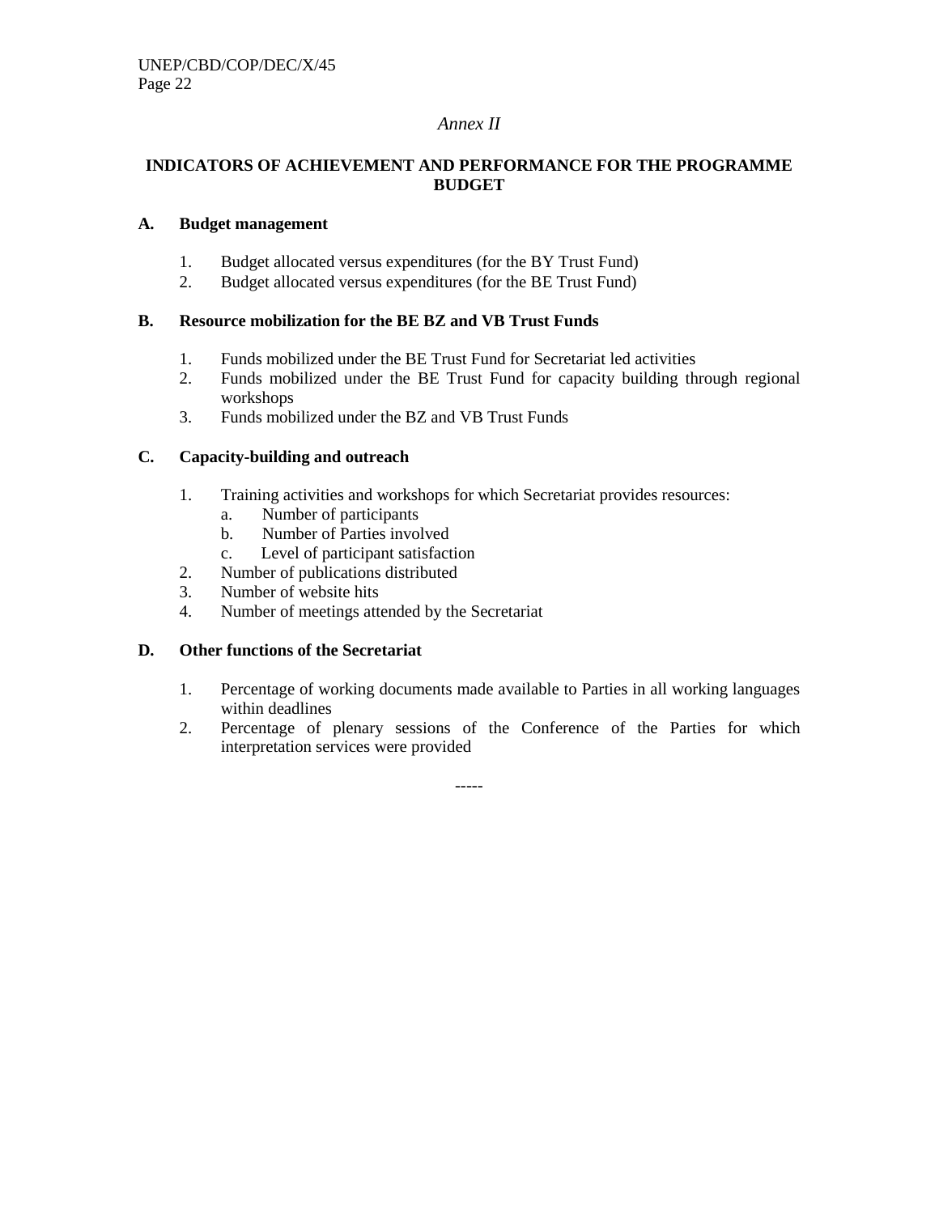*Annex II*

## INDICATORS OF ACHIEVEMENT AND PERFORMANCE FOR THE PROGRAMME BUDGET

### A. Budget management

1. Budget allocated versus expenditures (for the BY Trust Fund)
2. Budget allocated versus expenditures (for the BE Trust Fund)

### B. Resource mobilization for the BE BZ and VB Trust Funds

1. Funds mobilized under the BE Trust Fund for Secretariat led activities
2. Funds mobilized under the BE Trust Fund for capacity building through regional workshops
3. Funds mobilized under the BZ and VB Trust Funds

### C. Capacity-building and outreach

1. Training activities and workshops for which Secretariat provides resources:
   a. Number of participants
   b. Number of Parties involved
   c. Level of participant satisfaction
2. Number of publications distributed
3. Number of website hits
4. Number of meetings attended by the Secretariat

### D. Other functions of the Secretariat

1. Percentage of working documents made available to Parties in all working languages within deadlines
2. Percentage of plenary sessions of the Conference of the Parties for which interpretation services were provided

-----